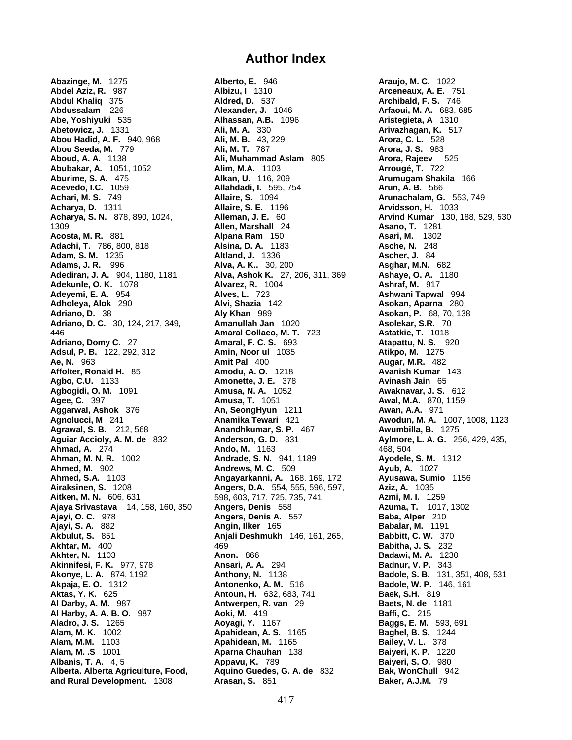# Author Index

**Abazinge, M.** 1275
**Abdel Aziz, R.** 987
**Abdul Khaliq** 375
**Abdussalam** 226
**Abe, Yoshiyuki** 535
**Abetowicz, J.** 1331
**Abou Hadid, A. F.** 940, 968
**Abou Seeda, M.** 779
**Aboud, A. A.** 1138
**Abubakar, A.** 1051, 1052
**Aburime, S. A.** 475
**Acevedo, I.C.** 1059
**Achari, M. S.** 749
**Acharya, D.** 1311
**Acharya, S. N.** 878, 890, 1024, 1309
**Acosta, M. R.** 881
**Adachi, T.** 786, 800, 818
**Adam, S. M.** 1235
**Adams, J. R.** 996
**Adediran, J. A.** 904, 1180, 1181
**Adekunle, O. K.** 1078
**Adeyemi, E. A.** 954
**Adholeya, Alok** 290
**Adriano, D.** 38
**Adriano, D. C.** 30, 124, 217, 349, 446
**Adriano, Domy C.** 27
**Adsul, P. B.** 122, 292, 312
**Ae, N.** 963
**Affolter, Ronald H.** 85
**Agbo, C.U.** 1133
**Agbogidi, O. M.** 1091
**Agee, C.** 397
**Aggarwal, Ashok** 376
**Agnolucci, M** 241
**Agrawal, S. B.** 212, 568
**Aguiar Accioly, A. M. de** 832
**Ahmad, A.** 274
**Ahman, M. N. R.** 1002
**Ahmed, M.** 902
**Ahmed, S.A.** 1103
**Airaksinen, S.** 1208
**Aitken, M. N.** 606, 631
**Ajaya Srivastava** 14, 158, 160, 350
**Ajayi, O. C.** 978
**Ajayi, S. A.** 882
**Akbulut, S.** 851
**Akhtar, M.** 400
**Akhter, N.** 1103
**Akinnifesi, F. K.** 977, 978
**Akonye, L. A.** 874, 1192
**Akpaja, E. O.** 1312
**Aktas, Y. K.** 625
**Al Darby, A. M.** 987
**Al Harby, A. A. B. O.** 987
**Aladro, J. S.** 1265
**Alam, M. K.** 1002
**Alam, M.M.** 1103
**Alam, M. .S** 1001
**Albanis, T. A.** 4, 5
**Alberta. Alberta Agriculture, Food, and Rural Development.** 1308
**Alberto, E.** 946
**Albizu, I** 1310
**Aldred, D.** 537
**Alexander, J.** 1046
**Alhassan, A.B.** 1096
**Ali, M. A.** 330
**Ali, M. B.** 43, 229
**Ali, M. T.** 787
**Ali, Muhammad Aslam** 805
**Alim, M.A.** 1103
**Alkan, U.** 116, 209
**Allahdadi, I.** 595, 754
**Allaire, S.** 1094
**Allaire, S. E.** 1196
**Alleman, J. E.** 60
**Allen, Marshall** 24
**Alpana Ram** 150
**Alsina, D. A.** 1183
**Altland, J.** 1336
**Alva, A. K..** 30, 200
**Alva, Ashok K.** 27, 206, 311, 369
**Alvarez, R.** 1004
**Alves, L.** 723
**Alvi, Shazia** 142
**Aly Khan** 989
**Amanullah Jan** 1020
**Amaral Collaco, M. T.** 723
**Amaral, F. C. S.** 693
**Amin, Noor ul** 1035
**Amit Pal** 400
**Amodu, A. O.** 1218
**Amonette, J. E.** 378
**Amusa, N. A.** 1052
**Amusa, T.** 1051
**An, SeongHyun** 1211
**Anamika Tewari** 421
**Anandhkumar, S. P.** 467
**Anderson, G. D.** 831
**Ando, M.** 1163
**Andrade, S. N.** 941, 1189
**Andrews, M. C.** 509
**Angayarkanni, A.** 168, 169, 172
**Angers, D.A.** 554, 555, 596, 597, 598, 603, 717, 725, 735, 741
**Angers, Denis** 558
**Angers, Denis A.** 557
**Angin, Ilker** 165
**Anjali Deshmukh** 146, 161, 265, 469
**Anon.** 866
**Ansari, A. A.** 294
**Anthony, N.** 1138
**Antonenko, A. M.** 516
**Antoun, H.** 632, 683, 741
**Antwerpen, R. van** 29
**Aoki, M.** 419
**Aoyagi, Y.** 1167
**Apahidean, A. S.** 1165
**Apahidean, M.** 1165
**Aparna Chauhan** 138
**Appavu, K.** 789
**Aquino Guedes, G. A. de** 832
**Arasan, S.** 851
**Araujo, M. C.** 1022
**Arceneaux, A. E.** 751
**Archibald, F. S.** 746
**Arfaoui, M. A.** 683, 685
**Aristegieta, A** 1310
**Arivazhagan, K.** 517
**Arora, C. L.** 528
**Arora, J. S.** 983
**Arora, Rajeev** 525
**Arrougé, T.** 722
**Arumugam Shakila** 166
**Arun, A. B.** 566
**Arunachalam, G.** 553, 749
**Arvidsson, H.** 1033
**Arvind Kumar** 130, 188, 529, 530
**Asano, T.** 1281
**Asari, M.** 1302
**Asche, N.** 248
**Ascher, J.** 84
**Asghar, M.N.** 682
**Ashaye, O. A.** 1180
**Ashraf, M.** 917
**Ashwani Tapwal** 994
**Asokan, Aparna** 280
**Asokan, P.** 68, 70, 138
**Asolekar, S.R.** 70
**Astatkie, T.** 1018
**Atapattu, N. S.** 920
**Atikpo, M.** 1275
**Augar, M.R.** 482
**Avanish Kumar** 143
**Avinash Jain** 65
**Awaknavar, J. S.** 612
**Awal, M.A.** 870, 1159
**Awan, A.A.** 971
**Awodun, M. A.** 1007, 1008, 1123
**Awumbilla, B.** 1275
**Aylmore, L. A. G.** 256, 429, 435, 468, 504
**Ayodele, S. M.** 1312
**Ayub, A.** 1027
**Ayusawa, Sumio** 1156
**Aziz, A.** 1035
**Azmi, M. I.** 1259
**Azuma, T.** 1017, 1302
**Baba, Alper** 210
**Babalar, M.** 1191
**Babbitt, C. W.** 370
**Babitha, J. S.** 232
**Badawi, M. A.** 1230
**Badnur, V. P.** 343
**Badole, S. B.** 131, 351, 408, 531
**Badole, W. P.** 146, 161
**Baek, S.H.** 819
**Baets, N. de** 1181
**Baffi, C.** 215
**Baggs, E. M.** 593, 691
**Baghel, B. S.** 1244
**Bailey, V. L.** 378
**Baiyeri, K. P.** 1220
**Baiyeri, S. O.** 980
**Bak, WonChull** 942
**Baker, A.J.M.** 79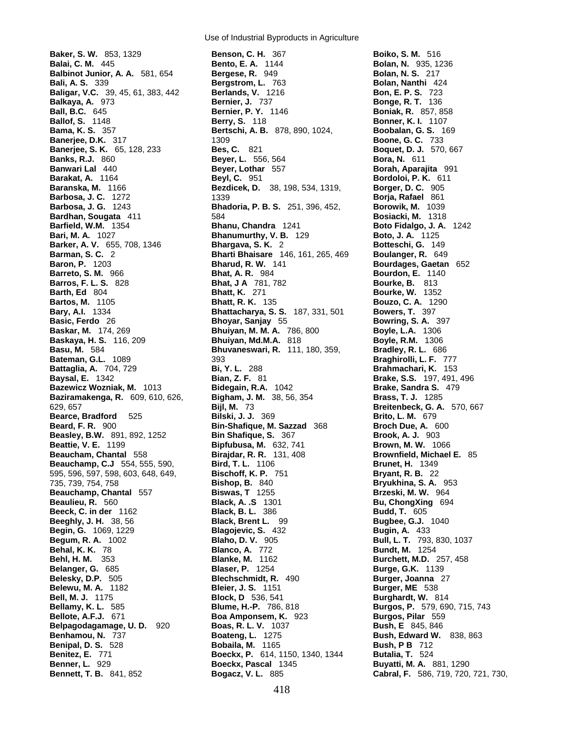**Baker, S. W.** 853, 1329
**Balai, C. M.** 445
**Balbinot Junior, A. A.** 581, 654
**Bali, A. S.** 339
**Baligar, V.C.** 39, 45, 61, 383, 442
**Balkaya, A.** 973
**Ball, B.C.** 645
**Ballof, S.** 1148
**Bama, K. S.** 357
**Banerjee, D.K.** 317
**Banerjee, S. K.** 65, 128, 233
**Banks, R.J.** 860
**Banwari Lal** 440
**Barakat, A.** 1164
**Baranska, M.** 1166
**Barbosa, J. C.** 1272
**Barbosa, J. G.** 1243
**Bardhan, Sougata** 411
**Barfield, W.M.** 1354
**Bari, M. A.** 1027
**Barker, A. V.** 655, 708, 1346
**Barman, S. C.** 2
**Baron, P.** 1203
**Barreto, S. M.** 966
**Barros, F. L. S.** 828
**Barth, Ed** 804
**Bartos, M.** 1105
**Bary, A.I.** 1334
**Basic, Ferdo** 26
**Baskar, M.** 174, 269
**Baskaya, H. S.** 116, 209
**Basu, M.** 584
**Bateman, G.L.** 1089
**Battaglia, A.** 704, 729
**Baysal, E.** 1342
**Bazewicz Wozniak, M.** 1013
**Baziramakenga, R.** 609, 610, 626, 629, 657
**Bearce, Bradford** 525
**Beard, F. R.** 900
**Beasley, B.W.** 891, 892, 1252
**Beattie, V. E.** 1199
**Beaucham, Chantal** 558
**Beauchamp, C.J** 554, 555, 590, 595, 596, 597, 598, 603, 648, 649, 735, 739, 754, 758
**Beauchamp, Chantal** 557
**Beaulieu, R.** 560
**Beeck, C. in der** 1162
**Beeghly, J. H.** 38, 56
**Begin, G.** 1069, 1229
**Begum, R. A.** 1002
**Behal, K. K.** 78
**Behl, H. M.** 353
**Belanger, G.** 685
**Belesky, D.P.** 505
**Belewu, M. A.** 1182
**Bell, M. J.** 1175
**Bellamy, K. L.** 585
**Bellote, A.F.J.** 671
**Belpagodagamage, U. D.** 920
**Benhamou, N.** 737
**Benipal, D. S.** 528
**Benitez, E.** 771
**Benner, L.** 929
**Bennett, T. B.** 841, 852
**Benson, C. H.** 367
**Bento, E. A.** 1144
**Bergese, R.** 949
**Bergstrom, L.** 763
**Berlands, V.** 1216
**Bernier, J.** 737
**Bernier, P. Y.** 1146
**Berry, S.** 118
**Bertschi, A. B.** 878, 890, 1024, 1309
**Bes, C.** 821
**Beyer, L.** 556, 564
**Beyer, Lothar** 557
**Beyl, C.** 951
**Bezdicek, D.** 38, 198, 534, 1319, 1339
**Bhadoria, P. B. S.** 251, 396, 452, 584
**Bhanu, Chandra** 1241
**Bhanumurthy, V. B.** 129
**Bhargava, S. K.** 2
**Bharti Bhaisare** 146, 161, 265, 469
**Bharud, R. W.** 141
**Bhat, A. R.** 984
**Bhat, J A** 781, 782
**Bhatt, K.** 271
**Bhatt, R. K.** 135
**Bhattacharya, S. S.** 187, 331, 501
**Bhoyar, Sanjay** 55
**Bhuiyan, M. M. A.** 786, 800
**Bhuiyan, Md.M.A.** 818
**Bhuvaneswari, R.** 111, 180, 359, 393
**Bi, Y. L.** 288
**Bian, Z. F.** 81
**Bidegain, R.A.** 1042
**Bigham, J. M.** 38, 56, 354
**Bijl, M.** 73
**Bilski, J. J.** 369
**Bin-Shafique, M. Sazzad** 368
**Bin Shafique, S.** 367
**Bipfubusa, M.** 632, 741
**Birajdar, R. R.** 131, 408
**Bird, T. L.** 1106
**Bischoff, K. P.** 751
**Bishop, B.** 840
**Biswas, T** 1255
**Black, A. .S** 1301
**Black, B. L.** 386
**Black, Brent L.** 99
**Blagojevic, S.** 432
**Blaho, D. V.** 905
**Blanco, A.** 772
**Blanke, M.** 1162
**Blaser, P.** 1254
**Blechschmidt, R.** 490
**Bleier, J. S.** 1151
**Block, D** 536, 541
**Blume, H.-P.** 786, 818
**Boa Amponsem, K.** 923
**Boas, R. L. V.** 1037
**Boateng, L.** 1275
**Bobaila, M.** 1165
**Boeckx, P.** 614, 1150, 1340, 1344
**Boeckx, Pascal** 1345
**Bogacz, V. L.** 885
**Boiko, S. M.** 516
**Bolan, N.** 935, 1236
**Bolan, N. S.** 217
**Bolan, Nanthi** 424
**Bon, E. P. S.** 723
**Bonge, R. T.** 136
**Boniak, R.** 857, 858
**Bonner, K. I.** 1107
**Boobalan, G. S.** 169
**Boone, G. C.** 733
**Boquet, D. J.** 570, 667
**Bora, N.** 611
**Borah, Aparajita** 991
**Bordoloi, P. K.** 611
**Borger, D. C.** 905
**Borja, Rafael** 861
**Borowik, M.** 1039
**Bosiacki, M.** 1318
**Boto Fidalgo, J. A.** 1242
**Boto, J. A.** 1125
**Botteschi, G.** 149
**Boulanger, R.** 649
**Bourdages, Gaetan** 652
**Bourdon, E.** 1140
**Bourke, B.** 813
**Bourke, W.** 1352
**Bouzo, C. A.** 1290
**Bowers, T.** 397
**Bowring, S. A.** 397
**Boyle, L.A.** 1306
**Boyle, R.M.** 1306
**Bradley, R. L.** 686
**Braghirolli, L. F.** 777
**Brahmachari, K.** 153
**Brake, S.S.** 197, 491, 496
**Brake, Sandra S.** 479
**Brass, T. J.** 1285
**Breitenbeck, G. A.** 570, 667
**Brito, L. M.** 679
**Broch Due, A.** 600
**Brook, A. J.** 903
**Brown, M. W.** 1066
**Brownfield, Michael E.** 85
**Brunet, H.** 1349
**Bryant, R. B.** 22
**Bryukhina, S. A.** 953
**Brzeski, M. W.** 964
**Bu, ChongXing** 694
**Budd, T.** 605
**Bugbee, G.J.** 1040
**Bugin, A.** 433
**Bull, L. T.** 793, 830, 1037
**Bundt, M.** 1254
**Burchett, M.D.** 257, 458
**Burge, G.K.** 1139
**Burger, Joanna** 27
**Burger, ME** 538
**Burghardt, W.** 814
**Burgos, P.** 579, 690, 715, 743
**Burgos, Pilar** 559
**Bush, E** 845, 846
**Bush, Edward W.** 838, 863
**Bush, P B** 712
**Butalia, T.** 524
**Buyatti, M. A.** 881, 1290
**Cabral, F.** 586, 719, 720, 721, 730,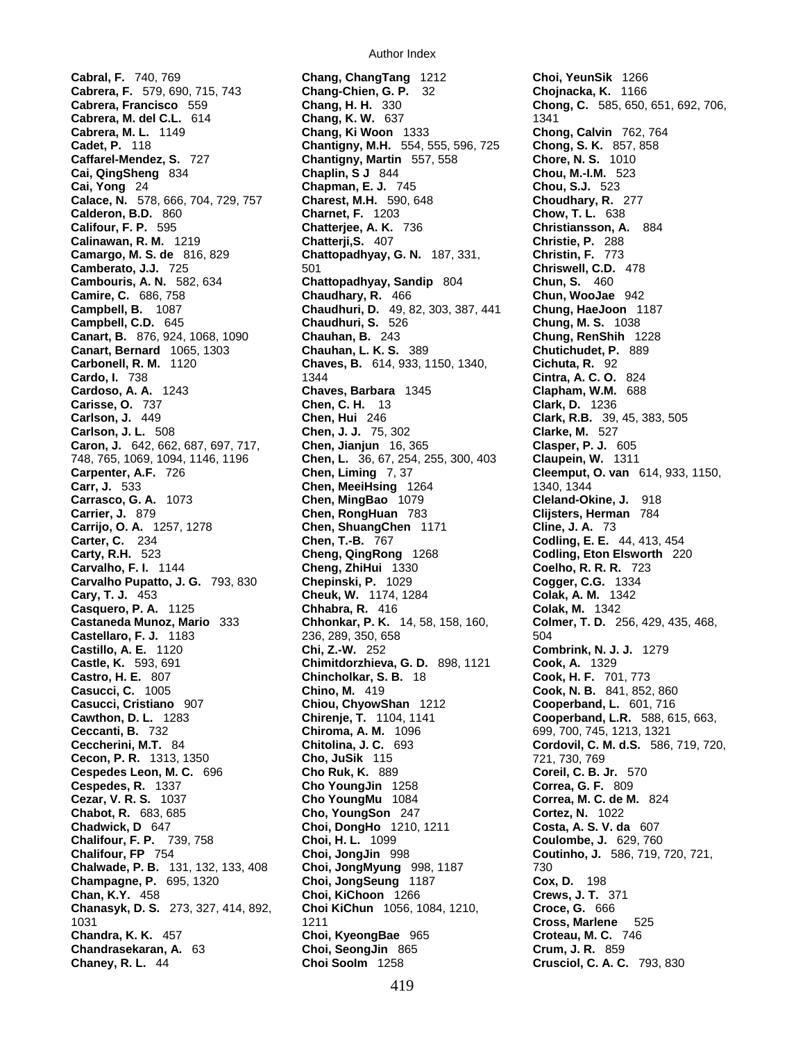**Cabral, F.** 740, 769
**Cabrera, F.** 579, 690, 715, 743
**Cabrera, Francisco** 559
**Cabrera, M. del C.L.** 614
**Cabrera, M. L.** 1149
**Cadet, P.** 118
**Caffarel-Mendez, S.** 727
**Cai, QingSheng** 834
**Cai, Yong** 24
**Calace, N.** 578, 666, 704, 729, 757
**Calderon, B.D.** 860
**Califour, F. P.** 595
**Calinawan, R. M.** 1219
**Camargo, M. S. de** 816, 829
**Camberato, J.J.** 725
**Cambouris, A. N.** 582, 634
**Camire, C.** 686, 758
**Campbell, B.** 1087
**Campbell, C.D.** 645
**Canart, B.** 876, 924, 1068, 1090
**Canart, Bernard** 1065, 1303
**Carbonell, R. M.** 1120
**Cardo, I.** 738
**Cardoso, A. A.** 1243
**Carisse, O.** 737
**Carlson, J.** 449
**Carlson, J. L.** 508
**Caron, J.** 642, 662, 687, 697, 717, 748, 765, 1069, 1094, 1146, 1196
**Carpenter, A.F.** 726
**Carr, J.** 533
**Carrasco, G. A.** 1073
**Carrier, J.** 879
**Carrijo, O. A.** 1257, 1278
**Carter, C.** 234
**Carty, R.H.** 523
**Carvalho, F. I.** 1144
**Carvalho Pupatto, J. G.** 793, 830
**Cary, T. J.** 453
**Casquero, P. A.** 1125
**Castaneda Munoz, Mario** 333
**Castellaro, F. J.** 1183
**Castillo, A. E.** 1120
**Castle, K.** 593, 691
**Castro, H. E.** 807
**Casucci, C.** 1005
**Casucci, Cristiano** 907
**Cawthon, D. L.** 1283
**Ceccanti, B.** 732
**Ceccherini, M.T.** 84
**Cecon, P. R.** 1313, 1350
**Cespedes Leon, M. C.** 696
**Cespedes, R.** 1337
**Cezar, V. R. S.** 1037
**Chabot, R.** 683, 685
**Chadwick, D** 647
**Chalifour, F. P.** 739, 758
**Chalifour, FP** 754
**Chalwade, P. B.** 131, 132, 133, 408
**Champagne, P.** 695, 1320
**Chan, K.Y.** 458
**Chanasyk, D. S.** 273, 327, 414, 892, 1031
**Chandra, K. K.** 457
**Chandrasekaran, A.** 63
**Chaney, R. L.** 44
**Chang, ChangTang** 1212
**Chang-Chien, G. P.** 32
**Chang, H. H.** 330
**Chang, K. W.** 637
**Chang, Ki Woon** 1333
**Chantigny, M.H.** 554, 555, 596, 725
**Chantigny, Martin** 557, 558
**Chaplin, S J** 844
**Chapman, E. J.** 745
**Charest, M.H.** 590, 648
**Charnet, F.** 1203
**Chatterjee, A. K.** 736
**Chatterji,S.** 407
**Chattopadhyay, G. N.** 187, 331, 501
**Chattopadhyay, Sandip** 804
**Chaudhary, R.** 466
**Chaudhuri, D.** 49, 82, 303, 387, 441
**Chaudhuri, S.** 526
**Chauhan, B.** 243
**Chauhan, L. K. S.** 389
**Chaves, B.** 614, 933, 1150, 1340, 1344
**Chaves, Barbara** 1345
**Chen, C. H.** 13
**Chen, Hui** 246
**Chen, J. J.** 75, 302
**Chen, Jianjun** 16, 365
**Chen, L.** 36, 67, 254, 255, 300, 403
**Chen, Liming** 7, 37
**Chen, MeeiHsing** 1264
**Chen, MingBao** 1079
**Chen, RongHuan** 783
**Chen, ShuangChen** 1171
**Chen, T.-B.** 767
**Cheng, QingRong** 1268
**Cheng, ZhiHui** 1330
**Chepinski, P.** 1029
**Cheuk, W.** 1174, 1284
**Chhabra, R.** 416
**Chhonkar, P. K.** 14, 58, 158, 160, 236, 289, 350, 658
**Chi, Z.-W.** 252
**Chimitdorzhieva, G. D.** 898, 1121
**Chincholkar, S. B.** 18
**Chino, M.** 419
**Chiou, ChyowShan** 1212
**Chirenje, T.** 1104, 1141
**Chiroma, A. M.** 1096
**Chitolina, J. C.** 693
**Cho, JuSik** 115
**Cho Ruk, K.** 889
**Cho YoungJin** 1258
**Cho YoungMu** 1084
**Cho, YoungSon** 247
**Choi, DongHo** 1210, 1211
**Choi, H. L.** 1099
**Choi, JongJin** 998
**Choi, JongMyung** 998, 1187
**Choi, JongSeung** 1187
**Choi, KiChoon** 1266
**Choi KiChun** 1056, 1084, 1210, 1211
**Choi, KyeongBae** 965
**Choi, SeongJin** 865
**Choi SooIm** 1258
**Choi, YeunSik** 1266
**Chojnacka, K.** 1166
**Chong, C.** 585, 650, 651, 692, 706, 1341
**Chong, Calvin** 762, 764
**Chong, S. K.** 857, 858
**Chore, N. S.** 1010
**Chou, M.-I.M.** 523
**Chou, S.J.** 523
**Choudhary, R.** 277
**Chow, T. L.** 638
**Christiansson, A.** 884
**Christie, P.** 288
**Christin, F.** 773
**Chriswell, C.D.** 478
**Chun, S.** 460
**Chun, WooJae** 942
**Chung, HaeJoon** 1187
**Chung, M. S.** 1038
**Chung, RenShih** 1228
**Chutichudet, P.** 889
**Cichuta, R.** 92
**Cintra, A. C. O.** 824
**Clapham, W.M.** 688
**Clark, D.** 1236
**Clark, R.B.** 39, 45, 383, 505
**Clarke, M.** 527
**Clasper, P. J.** 605
**Claupein, W.** 1311
**Cleemput, O. van** 614, 933, 1150, 1340, 1344
**Cleland-Okine, J.** 918
**Clijsters, Herman** 784
**Cline, J. A.** 73
**Codling, E. E.** 44, 413, 454
**Codling, Eton Elsworth** 220
**Coelho, R. R. R.** 723
**Cogger, C.G.** 1334
**Colak, A. M.** 1342
**Colak, M.** 1342
**Colmer, T. D.** 256, 429, 435, 468, 504
**Combrink, N. J. J.** 1279
**Cook, A.** 1329
**Cook, H. F.** 701, 773
**Cook, N. B.** 841, 852, 860
**Cooperband, L.** 601, 716
**Cooperband, L.R.** 588, 615, 663, 699, 700, 745, 1213, 1321
**Cordovil, C. M. d.S.** 586, 719, 720, 721, 730, 769
**Coreil, C. B. Jr.** 570
**Correa, G. F.** 809
**Correa, M. C. de M.** 824
**Cortez, N.** 1022
**Costa, A. S. V. da** 607
**Coulombe, J.** 629, 760
**Coutinho, J.** 586, 719, 720, 721, 730
**Cox, D.** 198
**Crews, J. T.** 371
**Croce, G.** 666
**Cross, Marlene** 525
**Croteau, M. C.** 746
**Crum, J. R.** 859
**Crusciol, C. A. C.** 793, 830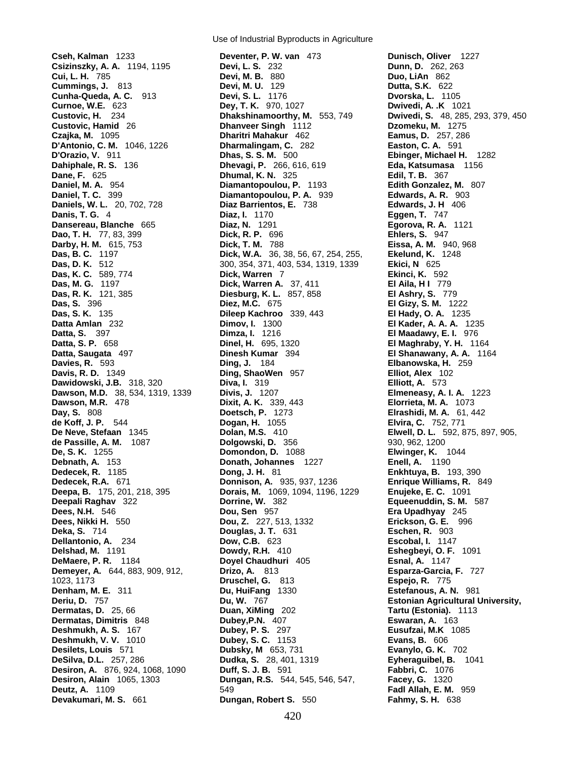**Cseh, Kalman** 1233
**Csizinszky, A. A.** 1194, 1195
**Cui, L. H.** 785
**Cummings, J.** 813
**Cunha-Queda, A. C.** 913
**Curnoe, W.E.** 623
**Custovic, H.** 234
**Custovic, Hamid** 26
**Czajka, M.** 1095
**D'Antonio, C. M.** 1046, 1226
**D'Orazio, V.** 911
**Dahiphale, R. S.** 136
**Dane, F.** 625
**Daniel, M. A.** 954
**Daniel, T. C.** 399
**Daniels, W. L.** 20, 702, 728
**Danis, T. G.** 4
**Dansereau, Blanche** 665
**Dao, T. H.** 77, 83, 399
**Darby, H. M.** 615, 753
**Das, B. C.** 1197
**Das, D. K.** 512
**Das, K. C.** 589, 774
**Das, M. G.** 1197
**Das, R. K.** 121, 385
**Das, S.** 396
**Das, S. K.** 135
**Datta Amlan** 232
**Datta, S.** 397
**Datta, S. P.** 658
**Datta, Saugata** 497
**Davies, R.** 593
**Davis, R. D.** 1349
**Dawidowski, J.B.** 318, 320
**Dawson, M.D.** 38, 534, 1319, 1339
**Dawson, M.R.** 478
**Day, S.** 808
**de Koff, J. P.** 544
**De Neve, Stefaan** 1345
**de Passille, A. M.** 1087
**De, S. K.** 1255
**Debnath, A.** 153
**Dedecek, R.** 1185
**Dedecek, R.A.** 671
**Deepa, B.** 175, 201, 218, 395
**Deepali Raghav** 322
**Dees, N.H.** 546
**Dees, Nikki H.** 550
**Deka, S.** 714
**Dellantonio, A.** 234
**Delshad, M.** 1191
**DeMaere, P. R.** 1184
**Demeyer, A.** 644, 883, 909, 912, 1023, 1173
**Denham, M. E.** 311
**Deriu, D.** 757
**Dermatas, D.** 25, 66
**Dermatas, Dimitris** 848
**Deshmukh, A. S.** 167
**Deshmukh, V. V.** 1010
**Desilets, Louis** 571
**DeSilva, D.L.** 257, 286
**Desiron, A.** 876, 924, 1068, 1090
**Desiron, Alain** 1065, 1303
**Deutz, A.** 1109
**Devakumari, M. S.** 661
**Deventer, P. W. van** 473
**Devi, L. S.** 232
**Devi, M. B.** 880
**Devi, M. U.** 129
**Devi, S. L.** 1176
**Dey, T. K.** 970, 1027
**Dhakshinamoorthy, M.** 553, 749
**Dhanveer Singh** 1112
**Dharitri Mahakur** 462
**Dharmalingam, C.** 282
**Dhas, S. S. M.** 500
**Dhevagi, P.** 266, 616, 619
**Dhumal, K. N.** 325
**Diamantopoulou, P.** 1193
**Diamantopoulou, P. A.** 939
**Diaz Barrientos, E.** 738
**Diaz, I.** 1170
**Diaz, N.** 1291
**Dick, R. P.** 696
**Dick, T. M.** 788
**Dick, W.A.** 36, 38, 56, 67, 254, 255, 300, 354, 371, 403, 534, 1319, 1339
**Dick, Warren** 7
**Dick, Warren A.** 37, 411
**Diesburg, K. L.** 857, 858
**Diez, M.C.** 675
**Dileep Kachroo** 339, 443
**Dimov, I.** 1300
**Dimza, I.** 1216
**Dinel, H.** 695, 1320
**Dinesh Kumar** 394
**Ding, J.** 184
**Ding, ShaoWen** 957
**Diva, I.** 319
**Divis, J.** 1207
**Dixit, A. K.** 339, 443
**Doetsch, P.** 1273
**Dogan, H.** 1055
**Dolan, M.S.** 410
**Dolgowski, D.** 356
**Domondon, D.** 1088
**Donath, Johannes** 1227
**Dong, J. H.** 81
**Donnison, A.** 935, 937, 1236
**Dorais, M.** 1069, 1094, 1196, 1229
**Dorrine, W.** 382
**Dou, Sen** 957
**Dou, Z.** 227, 513, 1332
**Douglas, J. T.** 631
**Dow, C.B.** 623
**Dowdy, R.H.** 410
**Doyel Chaudhuri** 405
**Drizo, A.** 813
**Druschel, G.** 813
**Du, HuiFang** 1330
**Du, W.** 767
**Duan, XiMing** 202
**Dubey,P.N.** 407
**Dubey, P. S.** 297
**Dubey, S. C.** 1153
**Dubsky, M** 653, 731
**Dudka, S.** 28, 401, 1319
**Duff, S. J. B.** 591
**Dungan, R.S.** 544, 545, 546, 547, 549
**Dungan, Robert S.** 550
**Dunisch, Oliver** 1227
**Dunn, D.** 262, 263
**Duo, LiAn** 862
**Dutta, S.K.** 622
**Dvorska, L.** 1105
**Dwivedi, A. .K** 1021
**Dwivedi, S.** 48, 285, 293, 379, 450
**Dzomeku, M.** 1275
**Eamus, D.** 257, 286
**Easton, C. A.** 591
**Ebinger, Michael H.** 1282
**Eda, Katsumasa** 1156
**Edil, T. B.** 367
**Edith Gonzalez, M.** 807
**Edwards, A. R.** 903
**Edwards, J. H** 406
**Eggen, T.** 747
**Egorova, R. A.** 1121
**Ehlers, S.** 947
**Eissa, A. M.** 940, 968
**Ekelund, K.** 1248
**Ekici, N** 625
**Ekinci, K.** 592
**El Aila, H I** 779
**El Ashry, S.** 779
**El Gizy, S. M.** 1222
**El Hady, O. A.** 1235
**El Kader, A. A. A.** 1235
**El Maadawy, E. I.** 976
**El Maghraby, Y. H.** 1164
**El Shanawany, A. A.** 1164
**Elbanowska, H.** 259
**Elliot, Alex** 102
**Elliott, A.** 573
**Elmeneasy, A. I. A.** 1223
**Elorrieta, M. A.** 1073
**Elrashidi, M. A.** 61, 442
**Elvira, C.** 752, 771
**Elwell, D. L.** 592, 875, 897, 905, 930, 962, 1200
**Elwinger, K.** 1044
**Enell, A.** 1190
**Enkhtuya, B.** 193, 390
**Enrique Williams, R.** 849
**Enujeke, E. C.** 1091
**Equeenuddin, S. M.** 587
**Era Upadhyay** 245
**Erickson, G. E.** 996
**Eschen, R.** 903
**Escobal, I.** 1147
**Eshegbeyi, O. F.** 1091
**Esnal, A.** 1147
**Esparza-Garcia, F.** 727
**Espejo, R.** 775
**Estefanous, A. N.** 981
**Estonian Agricultural University, Tartu (Estonia).** 1113
**Eswaran, A.** 163
**Eusufzai, M.K** 1085
**Evans, B.** 606
**Evanylo, G. K.** 702
**Eyheraguibel, B.** 1041
**Fabbri, C.** 1076
**Facey, G.** 1320
**Fadl Allah, E. M.** 959
**Fahmy, S. H.** 638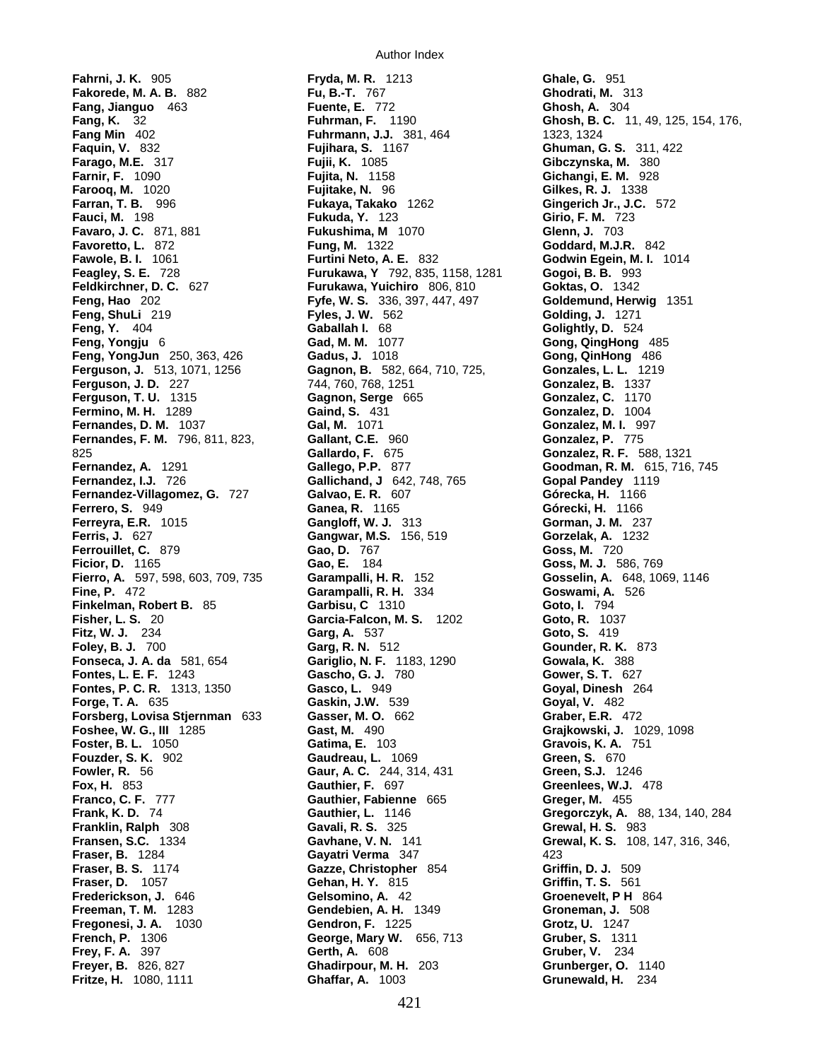**Fahrni, J. K.** 905
**Fakorede, M. A. B.** 882
**Fang, Jianguo** 463
**Fang, K.** 32
**Fang Min** 402
**Faquin, V.** 832
**Farago, M.E.** 317
**Farnir, F.** 1090
**Farooq, M.** 1020
**Farran, T. B.** 996
**Fauci, M.** 198
**Favaro, J. C.** 871, 881
**Favoretto, L.** 872
**Fawole, B. I.** 1061
**Feagley, S. E.** 728
**Feldkirchner, D. C.** 627
**Feng, Hao** 202
**Feng, ShuLi** 219
**Feng, Y.** 404
**Feng, Yongju** 6
**Feng, YongJun** 250, 363, 426
**Ferguson, J.** 513, 1071, 1256
**Ferguson, J. D.** 227
**Ferguson, T. U.** 1315
**Fermino, M. H.** 1289
**Fernandes, D. M.** 1037
**Fernandes, F. M.** 796, 811, 823, 825
**Fernandez, A.** 1291
**Fernandez, I.J.** 726
**Fernandez-Villagomez, G.** 727
**Ferrero, S.** 949
**Ferreyra, E.R.** 1015
**Ferris, J.** 627
**Ferrouillet, C.** 879
**Ficior, D.** 1165
**Fierro, A.** 597, 598, 603, 709, 735
**Fine, P.** 472
**Finkelman, Robert B.** 85
**Fisher, L. S.** 20
**Fitz, W. J.** 234
**Foley, B. J.** 700
**Fonseca, J. A. da** 581, 654
**Fontes, L. E. F.** 1243
**Fontes, P. C. R.** 1313, 1350
**Forge, T. A.** 635
**Forsberg, Lovisa Stjernman** 633
**Foshee, W. G., III** 1285
**Foster, B. L.** 1050
**Fouzder, S. K.** 902
**Fowler, R.** 56
**Fox, H.** 853
**Franco, C. F.** 777
**Frank, K. D.** 74
**Franklin, Ralph** 308
**Fransen, S.C.** 1334
**Fraser, B.** 1284
**Fraser, B. S.** 1174
**Fraser, D.** 1057
**Frederickson, J.** 646
**Freeman, T. M.** 1283
**Fregonesi, J. A.** 1030
**French, P.** 1306
**Frey, F. A.** 397
**Freyer, B.** 826, 827
**Fritze, H.** 1080, 1111
**Fryda, M. R.** 1213
**Fu, B.-T.** 767
**Fuente, E.** 772
**Fuhrman, F.** 1190
**Fuhrmann, J.J.** 381, 464
**Fujihara, S.** 1167
**Fujii, K.** 1085
**Fujita, N.** 1158
**Fujitake, N.** 96
**Fukaya, Takako** 1262
**Fukuda, Y.** 123
**Fukushima, M** 1070
**Fung, M.** 1322
**Furtini Neto, A. E.** 832
**Furukawa, Y** 792, 835, 1158, 1281
**Furukawa, Yuichiro** 806, 810
**Fyfe, W. S.** 336, 397, 447, 497
**Fyles, J. W.** 562
**Gaballah I.** 68
**Gad, M. M.** 1077
**Gadus, J.** 1018
**Gagnon, B.** 582, 664, 710, 725, 744, 760, 768, 1251
**Gagnon, Serge** 665
**Gaind, S.** 431
**Gal, M.** 1071
**Gallant, C.E.** 960
**Gallardo, F.** 675
**Gallego, P.P.** 877
**Gallichand, J** 642, 748, 765
**Galvao, E. R.** 607
**Ganea, R.** 1165
**Gangloff, W. J.** 313
**Gangwar, M.S.** 156, 519
**Gao, D.** 767
**Gao, E.** 184
**Garampalli, H. R.** 152
**Garampalli, R. H.** 334
**Garbisu, C** 1310
**Garcia-Falcon, M. S.** 1202
**Garg, A.** 537
**Garg, R. N.** 512
**Gariglio, N. F.** 1183, 1290
**Gascho, G. J.** 780
**Gasco, L.** 949
**Gaskin, J.W.** 539
**Gasser, M. O.** 662
**Gast, M.** 490
**Gatima, E.** 103
**Gaudreau, L.** 1069
**Gaur, A. C.** 244, 314, 431
**Gauthier, F.** 697
**Gauthier, Fabienne** 665
**Gauthier, L.** 1146
**Gavali, R. S.** 325
**Gavhane, V. N.** 141
**Gayatri Verma** 347
**Gazze, Christopher** 854
**Gehan, H. Y.** 815
**Gelsomino, A.** 42
**Gendebien, A. H.** 1349
**Gendron, F.** 1225
**George, Mary W.** 656, 713
**Gerth, A.** 608
**Ghadirpour, M. H.** 203
**Ghaffar, A.** 1003
**Ghale, G.** 951
**Ghodrati, M.** 313
**Ghosh, A.** 304
**Ghosh, B. C.** 11, 49, 125, 154, 176, 1323, 1324
**Ghuman, G. S.** 311, 422
**Gibczynska, M.** 380
**Gichangi, E. M.** 928
**Gilkes, R. J.** 1338
**Gingerich Jr., J.C.** 572
**Girio, F. M.** 723
**Glenn, J.** 703
**Goddard, M.J.R.** 842
**Godwin Egein, M. I.** 1014
**Gogoi, B. B.** 993
**Goktas, O.** 1342
**Goldemund, Herwig** 1351
**Golding, J.** 1271
**Golightly, D.** 524
**Gong, QingHong** 485
**Gong, QinHong** 486
**Gonzales, L. L.** 1219
**Gonzalez, B.** 1337
**Gonzalez, C.** 1170
**Gonzalez, D.** 1004
**Gonzalez, M. I.** 997
**Gonzalez, P.** 775
**Gonzalez, R. F.** 588, 1321
**Goodman, R. M.** 615, 716, 745
**Gopal Pandey** 1119
**Górecka, H.** 1166
**Górecki, H.** 1166
**Gorman, J. M.** 237
**Gorzelak, A.** 1232
**Goss, M.** 720
**Goss, M. J.** 586, 769
**Gosselin, A.** 648, 1069, 1146
**Goswami, A.** 526
**Goto, I.** 794
**Goto, R.** 1037
**Goto, S.** 419
**Gounder, R. K.** 873
**Gowala, K.** 388
**Gower, S. T.** 627
**Goyal, Dinesh** 264
**Goyal, V.** 482
**Graber, E.R.** 472
**Grajkowski, J.** 1029, 1098
**Gravois, K. A.** 751
**Green, S.** 670
**Green, S.J.** 1246
**Greenlees, W.J.** 478
**Greger, M.** 455
**Gregorczyk, A.** 88, 134, 140, 284
**Grewal, H. S.** 983
**Grewal, K. S.** 108, 147, 316, 346, 423
**Griffin, D. J.** 509
**Griffin, T. S.** 561
**Groenevelt, P H** 864
**Groneman, J.** 508
**Grotz, U.** 1247
**Gruber, S.** 1311
**Gruber, V.** 234
**Grunberger, O.** 1140
**Grunewald, H.** 234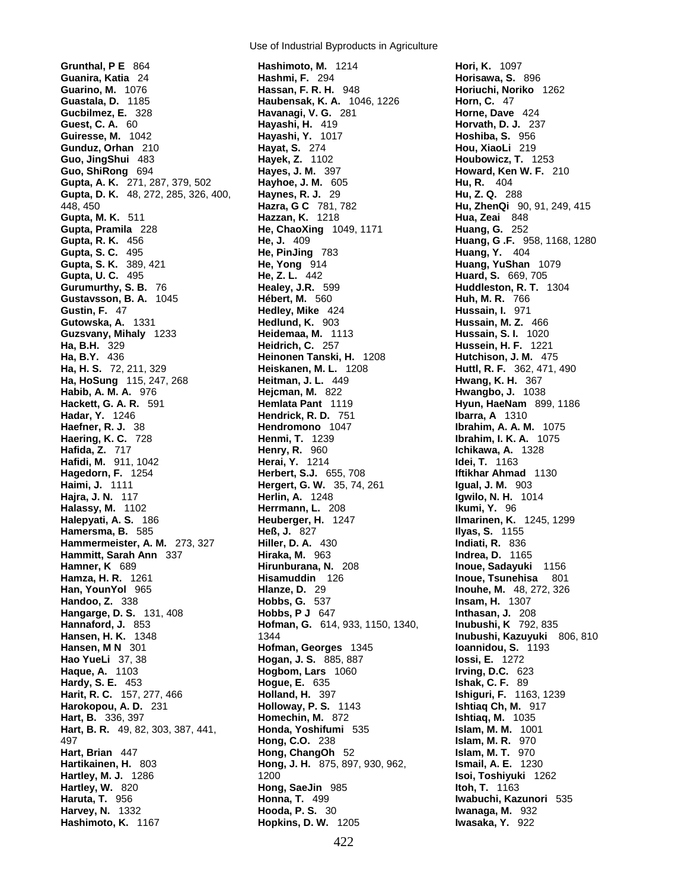**Grunthal, P E** 864
**Guanira, Katia** 24
**Guarino, M.** 1076
**Guastala, D.** 1185
**Gucbilmez, E.** 328
**Guest, C. A.** 60
**Guiresse, M.** 1042
**Gunduz, Orhan** 210
**Guo, JingShui** 483
**Guo, ShiRong** 694
**Gupta, A. K.** 271, 287, 379, 502
**Gupta, D. K.** 48, 272, 285, 326, 400, 448, 450
**Gupta, M. K.** 511
**Gupta, Pramila** 228
**Gupta, R. K.** 456
**Gupta, S. C.** 495
**Gupta, S. K.** 389, 421
**Gupta, U. C.** 495
**Gurumurthy, S. B.** 76
**Gustavsson, B. A.** 1045
**Gustin, F.** 47
**Gutowska, A.** 1331
**Guzsvany, Mihaly** 1233
**Ha, B.H.** 329
**Ha, B.Y.** 436
**Ha, H. S.** 72, 211, 329
**Ha, HoSung** 115, 247, 268
**Habib, A. M. A.** 976
**Hackett, G. A. R.** 591
**Hadar, Y.** 1246
**Haefner, R. J.** 38
**Haering, K. C.** 728
**Hafida, Z.** 717
**Hafidi, M.** 911, 1042
**Hagedorn, F.** 1254
**Haimi, J.** 1111
**Hajra, J. N.** 117
**Halassy, M.** 1102
**Halepyati, A. S.** 186
**Hamersma, B.** 585
**Hammermeister, A. M.** 273, 327
**Hammitt, Sarah Ann** 337
**Hamner, K** 689
**Hamza, H. R.** 1261
**Han, YounYol** 965
**Handoo, Z.** 338
**Hangarge, D. S.** 131, 408
**Hannaford, J.** 853
**Hansen, H. K.** 1348
**Hansen, M N** 301
**Hao YueLi** 37, 38
**Haque, A.** 1103
**Hardy, S. E.** 453
**Harit, R. C.** 157, 277, 466
**Harokopou, A. D.** 231
**Hart, B.** 336, 397
**Hart, B. R.** 49, 82, 303, 387, 441, 497
**Hart, Brian** 447
**Hartikainen, H.** 803
**Hartley, M. J.** 1286
**Hartley, W.** 820
**Haruta, T.** 956
**Harvey, N.** 1332
**Hashimoto, K.** 1167
**Hashimoto, M.** 1214
**Hashmi, F.** 294
**Hassan, F. R. H.** 948
**Haubensak, K. A.** 1046, 1226
**Havanagi, V. G.** 281
**Hayashi, H.** 419
**Hayashi, Y.** 1017
**Hayat, S.** 274
**Hayek, Z.** 1102
**Hayes, J. M.** 397
**Hayhoe, J. M.** 605
**Haynes, R. J.** 29
**Hazra, G C** 781, 782
**Hazzan, K.** 1218
**He, ChaoXing** 1049, 1171
**He, J.** 409
**He, PinJing** 783
**He, Yong** 914
**He, Z. L.** 442
**Healey, J.R.** 599
**Hébert, M.** 560
**Hedley, Mike** 424
**Hedlund, K.** 903
**Heidemaa, M.** 1113
**Heidrich, C.** 257
**Heinonen Tanski, H.** 1208
**Heiskanen, M. L.** 1208
**Heitman, J. L.** 449
**Hejcman, M.** 822
**Hemlata Pant** 1119
**Hendrick, R. D.** 751
**Hendromono** 1047
**Henmi, T.** 1239
**Henry, R.** 960
**Herai, Y.** 1214
**Herbert, S.J.** 655, 708
**Hergert, G. W.** 35, 74, 261
**Herlin, A.** 1248
**Herrmann, L.** 208
**Heuberger, H.** 1247
**Heß, J.** 827
**Hiller, D. A.** 430
**Hiraka, M.** 963
**Hirunburana, N.** 208
**Hisamuddin** 126
**Hlanze, D.** 29
**Hobbs, G.** 537
**Hobbs, P J** 647
**Hofman, G.** 614, 933, 1150, 1340, 1344
**Hofman, Georges** 1345
**Hogan, J. S.** 885, 887
**Hogbom, Lars** 1060
**Hogue, E.** 635
**Holland, H.** 397
**Holloway, P. S.** 1143
**Homechin, M.** 872
**Honda, Yoshifumi** 535
**Hong, C.O.** 238
**Hong, ChangOh** 52
**Hong, J. H.** 875, 897, 930, 962, 1200
**Hong, SaeJin** 985
**Honna, T.** 499
**Hooda, P. S.** 30
**Hopkins, D. W.** 1205
**Hori, K.** 1097
**Horisawa, S.** 896
**Horiuchi, Noriko** 1262
**Horn, C.** 47
**Horne, Dave** 424
**Horvath, D. J.** 237
**Hoshiba, S.** 956
**Hou, XiaoLi** 219
**Houbowicz, T.** 1253
**Howard, Ken W. F.** 210
**Hu, R.** 404
**Hu, Z. Q.** 288
**Hu, ZhenQi** 90, 91, 249, 415
**Hua, Zeai** 848
**Huang, G.** 252
**Huang, G .F.** 958, 1168, 1280
**Huang, Y.** 404
**Huang, YuShan** 1079
**Huard, S.** 669, 705
**Huddleston, R. T.** 1304
**Huh, M. R.** 766
**Hussain, I.** 971
**Hussain, M. Z.** 466
**Hussain, S. I.** 1020
**Hussein, H. F.** 1221
**Hutchison, J. M.** 475
**Huttl, R. F.** 362, 471, 490
**Hwang, K. H.** 367
**Hwangbo, J.** 1038
**Hyun, HaeNam** 899, 1186
**Ibarra, A** 1310
**Ibrahim, A. A. M.** 1075
**Ibrahim, I. K. A.** 1075
**Ichikawa, A.** 1328
**Idei, T.** 1163
**Iftikhar Ahmad** 1130
**Igual, J. M.** 903
**Igwilo, N. H.** 1014
**Ikumi, Y.** 96
**Ilmarinen, K.** 1245, 1299
**Ilyas, S.** 1155
**Indiati, R.** 836
**Indrea, D.** 1165
**Inoue, Sadayuki** 1156
**Inoue, Tsunehisa** 801
**Inouhe, M.** 48, 272, 326
**Insam, H.** 1307
**Inthasan, J.** 208
**Inubushi, K** 792, 835
**Inubushi, Kazuyuki** 806, 810
**Ioannidou, S.** 1193
**Iossi, E.** 1272
**Irving, D.C.** 623
**Ishak, C. F.** 89
**Ishiguri, F.** 1163, 1239
**Ishtiaq Ch, M.** 917
**Ishtiaq, M.** 1035
**Islam, M. M.** 1001
**Islam, M. R.** 970
**Islam, M. T.** 970
**Ismail, A. E.** 1230
**Isoi, Toshiyuki** 1262
**Itoh, T.** 1163
**Iwabuchi, Kazunori** 535
**Iwanaga, M.** 932
**Iwasaka, Y.** 922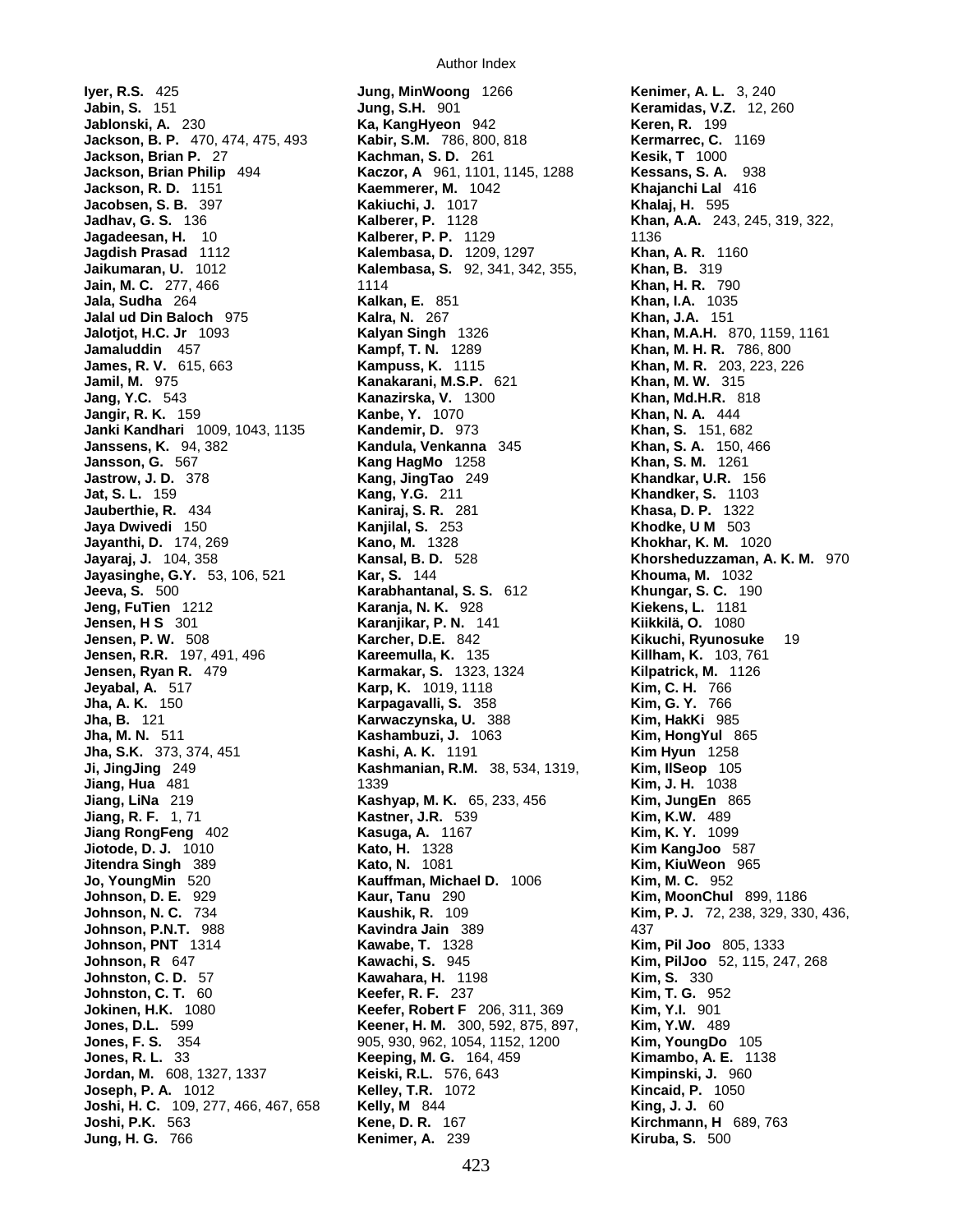**Iyer, R.S.** 425
**Jabin, S.** 151
**Jablonski, A.** 230
**Jackson, B. P.** 470, 474, 475, 493
**Jackson, Brian P.** 27
**Jackson, Brian Philip** 494
**Jackson, R. D.** 1151
**Jacobsen, S. B.** 397
**Jadhav, G. S.** 136
**Jagadeesan, H.** 10
**Jagdish Prasad** 1112
**Jaikumaran, U.** 1012
**Jain, M. C.** 277, 466
**Jala, Sudha** 264
**Jalal ud Din Baloch** 975
**Jalotjot, H.C. Jr** 1093
**Jamaluddin** 457
**James, R. V.** 615, 663
**Jamil, M.** 975
**Jang, Y.C.** 543
**Jangir, R. K.** 159
**Janki Kandhari** 1009, 1043, 1135
**Janssens, K.** 94, 382
**Jansson, G.** 567
**Jastrow, J. D.** 378
**Jat, S. L.** 159
**Jauberthie, R.** 434
**Jaya Dwivedi** 150
**Jayanthi, D.** 174, 269
**Jayaraj, J.** 104, 358
**Jayasinghe, G.Y.** 53, 106, 521
**Jeeva, S.** 500
**Jeng, FuTien** 1212
**Jensen, H S** 301
**Jensen, P. W.** 508
**Jensen, R.R.** 197, 491, 496
**Jensen, Ryan R.** 479
**Jeyabal, A.** 517
**Jha, A. K.** 150
**Jha, B.** 121
**Jha, M. N.** 511
**Jha, S.K.** 373, 374, 451
**Ji, JingJing** 249
**Jiang, Hua** 481
**Jiang, LiNa** 219
**Jiang, R. F.** 1, 71
**Jiang RongFeng** 402
**Jiotode, D. J.** 1010
**Jitendra Singh** 389
**Jo, YoungMin** 520
**Johnson, D. E.** 929
**Johnson, N. C.** 734
**Johnson, P.N.T.** 988
**Johnson, PNT** 1314
**Johnson, R** 647
**Johnston, C. D.** 57
**Johnston, C. T.** 60
**Jokinen, H.K.** 1080
**Jones, D.L.** 599
**Jones, F. S.** 354
**Jones, R. L.** 33
**Jordan, M.** 608, 1327, 1337
**Joseph, P. A.** 1012
**Joshi, H. C.** 109, 277, 466, 467, 658
**Joshi, P.K.** 563
**Jung, H. G.** 766
**Jung, MinWoong** 1266
**Jung, S.H.** 901
**Ka, KangHyeon** 942
**Kabir, S.M.** 786, 800, 818
**Kachman, S. D.** 261
**Kaczor, A** 961, 1101, 1145, 1288
**Kaemmerer, M.** 1042
**Kakiuchi, J.** 1017
**Kalberer, P.** 1128
**Kalberer, P. P.** 1129
**Kalembasa, D.** 1209, 1297
**Kalembasa, S.** 92, 341, 342, 355, 1114
**Kalkan, E.** 851
**Kalra, N.** 267
**Kalyan Singh** 1326
**Kampf, T. N.** 1289
**Kampuss, K.** 1115
**Kanakarani, M.S.P.** 621
**Kanazirska, V.** 1300
**Kanbe, Y.** 1070
**Kandemir, D.** 973
**Kandula, Venkanna** 345
**Kang HagMo** 1258
**Kang, JingTao** 249
**Kang, Y.G.** 211
**Kaniraj, S. R.** 281
**Kanjilal, S.** 253
**Kano, M.** 1328
**Kansal, B. D.** 528
**Kar, S.** 144
**Karabhantanal, S. S.** 612
**Karanja, N. K.** 928
**Karanjikar, P. N.** 141
**Karcher, D.E.** 842
**Kareemulla, K.** 135
**Karmakar, S.** 1323, 1324
**Karp, K.** 1019, 1118
**Karpagavalli, S.** 358
**Karwaczynska, U.** 388
**Kashambuzi, J.** 1063
**Kashi, A. K.** 1191
**Kashmanian, R.M.** 38, 534, 1319, 1339
**Kashyap, M. K.** 65, 233, 456
**Kastner, J.R.** 539
**Kasuga, A.** 1167
**Kato, H.** 1328
**Kato, N.** 1081
**Kauffman, Michael D.** 1006
**Kaur, Tanu** 290
**Kaushik, R.** 109
**Kavindra Jain** 389
**Kawabe, T.** 1328
**Kawachi, S.** 945
**Kawahara, H.** 1198
**Keefer, R. F.** 237
**Keefer, Robert F** 206, 311, 369
**Keener, H. M.** 300, 592, 875, 897, 905, 930, 962, 1054, 1152, 1200
**Keeping, M. G.** 164, 459
**Keiski, R.L.** 576, 643
**Kelley, T.R.** 1072
**Kelly, M** 844
**Kene, D. R.** 167
**Kenimer, A.** 239
**Kenimer, A. L.** 3, 240
**Keramidas, V.Z.** 12, 260
**Keren, R.** 199
**Kermarrec, C.** 1169
**Kesik, T** 1000
**Kessans, S. A.** 938
**Khajanchi Lal** 416
**Khalaj, H.** 595
**Khan, A.A.** 243, 245, 319, 322, 1136
**Khan, A. R.** 1160
**Khan, B.** 319
**Khan, H. R.** 790
**Khan, I.A.** 1035
**Khan, J.A.** 151
**Khan, M.A.H.** 870, 1159, 1161
**Khan, M. H. R.** 786, 800
**Khan, M. R.** 203, 223, 226
**Khan, M. W.** 315
**Khan, Md.H.R.** 818
**Khan, N. A.** 444
**Khan, S.** 151, 682
**Khan, S. A.** 150, 466
**Khan, S. M.** 1261
**Khandkar, U.R.** 156
**Khandker, S.** 1103
**Khasa, D. P.** 1322
**Khodke, U M** 503
**Khokhar, K. M.** 1020
**Khorsheduzzaman, A. K. M.** 970
**Khouma, M.** 1032
**Khungar, S. C.** 190
**Kiekens, L.** 1181
**Kiikkilä, O.** 1080
**Kikuchi, Ryunosuke** 19
**Killham, K.** 103, 761
**Kilpatrick, M.** 1126
**Kim, C. H.** 766
**Kim, G. Y.** 766
**Kim, HakKi** 985
**Kim, HongYul** 865
**Kim Hyun** 1258
**Kim, IlSeop** 105
**Kim, J. H.** 1038
**Kim, JungEn** 865
**Kim, K.W.** 489
**Kim, K. Y.** 1099
**Kim KangJoo** 587
**Kim, KiuWeon** 965
**Kim, M. C.** 952
**Kim, MoonChul** 899, 1186
**Kim, P. J.** 72, 238, 329, 330, 436, 437
**Kim, Pil Joo** 805, 1333
**Kim, PilJoo** 52, 115, 247, 268
**Kim, S.** 330
**Kim, T. G.** 952
**Kim, Y.I.** 901
**Kim, Y.W.** 489
**Kim, YoungDo** 105
**Kimambo, A. E.** 1138
**Kimpinski, J.** 960
**Kincaid, P.** 1050
**King, J. J.** 60
**Kirchmann, H** 689, 763
**Kiruba, S.** 500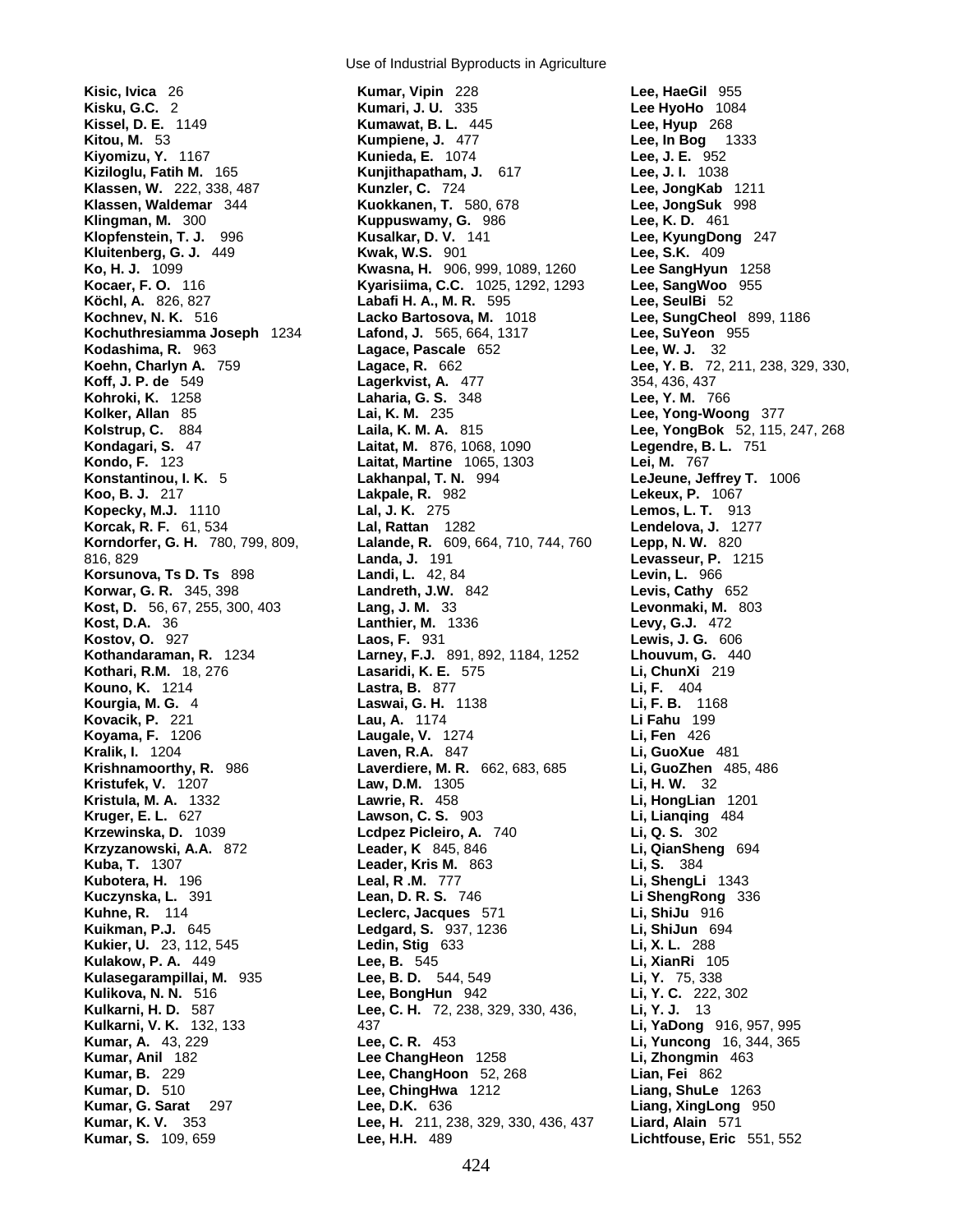**Kisic, Ivica** 26
**Kisku, G.C.** 2
**Kissel, D. E.** 1149
**Kitou, M.** 53
**Kiyomizu, Y.** 1167
**Kiziloglu, Fatih M.** 165
**Klassen, W.** 222, 338, 487
**Klassen, Waldemar** 344
**Klingman, M.** 300
**Klopfenstein, T. J.** 996
**Kluitenberg, G. J.** 449
**Ko, H. J.** 1099
**Kocaer, F. O.** 116
**Köchl, A.** 826, 827
**Kochnev, N. K.** 516
**Kochuthresiamma Joseph** 1234
**Kodashima, R.** 963
**Koehn, Charlyn A.** 759
**Koff, J. P. de** 549
**Kohroki, K.** 1258
**Kolker, Allan** 85
**Kolstrup, C.** 884
**Kondagari, S.** 47
**Kondo, F.** 123
**Konstantinou, I. K.** 5
**Koo, B. J.** 217
**Kopecky, M.J.** 1110
**Korcak, R. F.** 61, 534
**Korndorfer, G. H.** 780, 799, 809, 816, 829
**Korsunova, Ts D. Ts** 898
**Korwar, G. R.** 345, 398
**Kost, D.** 56, 67, 255, 300, 403
**Kost, D.A.** 36
**Kostov, O.** 927
**Kothandaraman, R.** 1234
**Kothari, R.M.** 18, 276
**Kouno, K.** 1214
**Kourgia, M. G.** 4
**Kovacik, P.** 221
**Koyama, F.** 1206
**Kralik, I.** 1204
**Krishnamoorthy, R.** 986
**Kristufek, V.** 1207
**Kristula, M. A.** 1332
**Kruger, E. L.** 627
**Krzewinska, D.** 1039
**Krzyzanowski, A.A.** 872
**Kuba, T.** 1307
**Kubotera, H.** 196
**Kuczynska, L.** 391
**Kuhne, R.** 114
**Kuikman, P.J.** 645
**Kukier, U.** 23, 112, 545
**Kulakow, P. A.** 449
**Kulasegarampillai, M.** 935
**Kulikova, N. N.** 516
**Kulkarni, H. D.** 587
**Kulkarni, V. K.** 132, 133
**Kumar, A.** 43, 229
**Kumar, Anil** 182
**Kumar, B.** 229
**Kumar, D.** 510
**Kumar, G. Sarat** 297
**Kumar, K. V.** 353
**Kumar, S.** 109, 659
**Kumar, Vipin** 228
**Kumari, J. U.** 335
**Kumawat, B. L.** 445
**Kumpiene, J.** 477
**Kunieda, E.** 1074
**Kunjithapatham, J.** 617
**Kunzler, C.** 724
**Kuokkanen, T.** 580, 678
**Kuppuswamy, G.** 986
**Kusalkar, D. V.** 141
**Kwak, W.S.** 901
**Kwasna, H.** 906, 999, 1089, 1260
**Kyarisiima, C.C.** 1025, 1292, 1293
**Labafi H. A., M. R.** 595
**Lacko Bartosova, M.** 1018
**Lafond, J.** 565, 664, 1317
**Lagace, Pascale** 652
**Lagace, R.** 662
**Lagerkvist, A.** 477
**Laharia, G. S.** 348
**Lai, K. M.** 235
**Laila, K. M. A.** 815
**Laitat, M.** 876, 1068, 1090
**Laitat, Martine** 1065, 1303
**Lakhanpal, T. N.** 994
**Lakpale, R.** 982
**Lal, J. K.** 275
**Lal, Rattan** 1282
**Lalande, R.** 609, 664, 710, 744, 760
**Landa, J.** 191
**Landi, L.** 42, 84
**Landreth, J.W.** 842
**Lang, J. M.** 33
**Lanthier, M.** 1336
**Laos, F.** 931
**Larney, F.J.** 891, 892, 1184, 1252
**Lasaridi, K. E.** 575
**Lastra, B.** 877
**Laswai, G. H.** 1138
**Lau, A.** 1174
**Laugale, V.** 1274
**Laven, R.A.** 847
**Laverdiere, M. R.** 662, 683, 685
**Law, D.M.** 1305
**Lawrie, R.** 458
**Lawson, C. S.** 903
**Lcdpez Picleiro, A.** 740
**Leader, K** 845, 846
**Leader, Kris M.** 863
**Leal, R .M.** 777
**Lean, D. R. S.** 746
**Leclerc, Jacques** 571
**Ledgard, S.** 937, 1236
**Ledin, Stig** 633
**Lee, B.** 545
**Lee, B. D.** 544, 549
**Lee, BongHun** 942
**Lee, C. H.** 72, 238, 329, 330, 436, 437
**Lee, C. R.** 453
**Lee ChangHeon** 1258
**Lee, ChangHoon** 52, 268
**Lee, ChingHwa** 1212
**Lee, D.K.** 636
**Lee, H.** 211, 238, 329, 330, 436, 437
**Lee, H.H.** 489
**Lee, HaeGil** 955
**Lee HyoHo** 1084
**Lee, Hyup** 268
**Lee, In Bog** 1333
**Lee, J. E.** 952
**Lee, J. I.** 1038
**Lee, JongKab** 1211
**Lee, JongSuk** 998
**Lee, K. D.** 461
**Lee, KyungDong** 247
**Lee, S.K.** 409
**Lee SangHyun** 1258
**Lee, SangWoo** 955
**Lee, SeulBi** 52
**Lee, SungCheol** 899, 1186
**Lee, SuYeon** 955
**Lee, W. J.** 32
**Lee, Y. B.** 72, 211, 238, 329, 330, 354, 436, 437
**Lee, Y. M.** 766
**Lee, Yong-Woong** 377
**Lee, YongBok** 52, 115, 247, 268
**Legendre, B. L.** 751
**Lei, M.** 767
**LeJeune, Jeffrey T.** 1006
**Lekeux, P.** 1067
**Lemos, L. T.** 913
**Lendelova, J.** 1277
**Lepp, N. W.** 820
**Levasseur, P.** 1215
**Levin, L.** 966
**Levis, Cathy** 652
**Levonmaki, M.** 803
**Levy, G.J.** 472
**Lewis, J. G.** 606
**Lhouvum, G.** 440
**Li, ChunXi** 219
**Li, F.** 404
**Li, F. B.** 1168
**Li Fahu** 199
**Li, Fen** 426
**Li, GuoXue** 481
**Li, GuoZhen** 485, 486
**Li, H. W.** 32
**Li, HongLian** 1201
**Li, Lianqing** 484
**Li, Q. S.** 302
**Li, QianSheng** 694
**Li, S.** 384
**Li, ShengLi** 1343
**Li ShengRong** 336
**Li, ShiJu** 916
**Li, ShiJun** 694
**Li, X. L.** 288
**Li, XianRi** 105
**Li, Y.** 75, 338
**Li, Y. C.** 222, 302
**Li, Y. J.** 13
**Li, YaDong** 916, 957, 995
**Li, Yuncong** 16, 344, 365
**Li, Zhongmin** 463
**Lian, Fei** 862
**Liang, ShuLe** 1263
**Liang, XingLong** 950
**Liard, Alain** 571
**Lichtfouse, Eric** 551, 552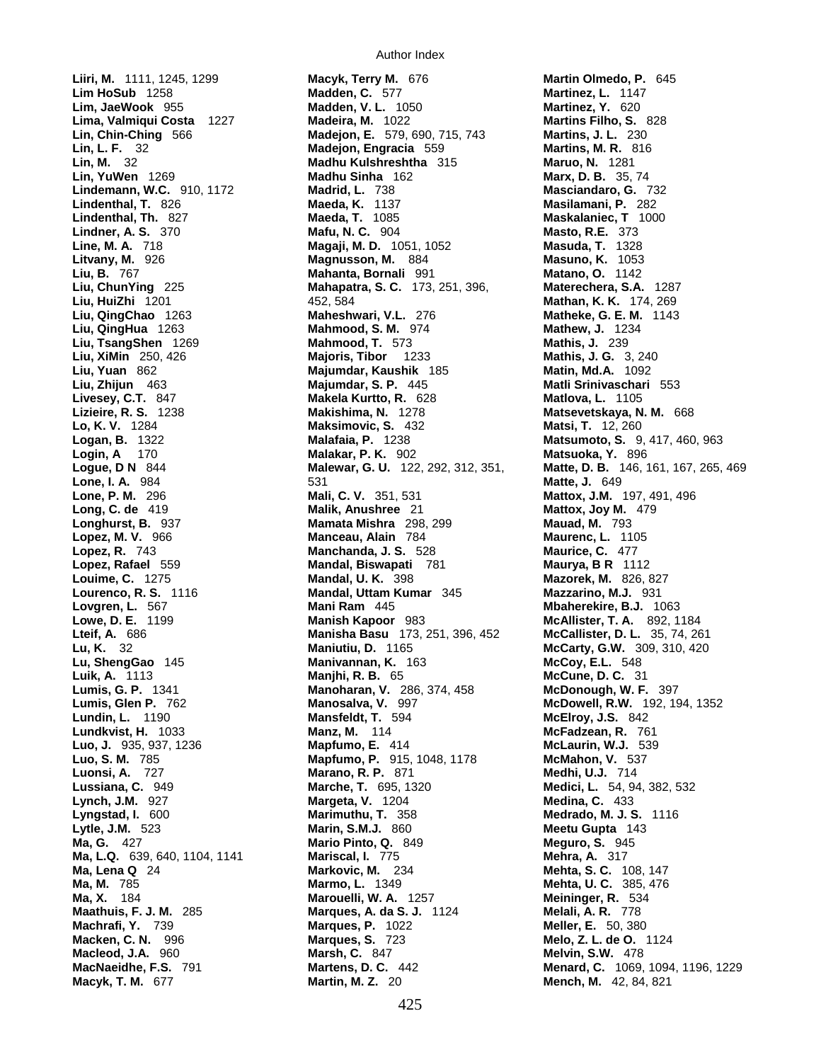**Liiri, M.** 1111, 1245, 1299
**Lim HoSub** 1258
**Lim, JaeWook** 955
**Lima, Valmiqui Costa** 1227
**Lin, Chin-Ching** 566
**Lin, L. F.** 32
**Lin, M.** 32
**Lin, YuWen** 1269
**Lindemann, W.C.** 910, 1172
**Lindenthal, T.** 826
**Lindenthal, Th.** 827
**Lindner, A. S.** 370
**Line, M. A.** 718
**Litvany, M.** 926
**Liu, B.** 767
**Liu, ChunYing** 225
**Liu, HuiZhi** 1201
**Liu, QingChao** 1263
**Liu, QingHua** 1263
**Liu, TsangShen** 1269
**Liu, XiMin** 250, 426
**Liu, Yuan** 862
**Liu, Zhijun** 463
**Livesey, C.T.** 847
**Lizieire, R. S.** 1238
**Lo, K. V.** 1284
**Logan, B.** 1322
**Login, A** 170
**Logue, D N** 844
**Lone, I. A.** 984
**Lone, P. M.** 296
**Long, C. de** 419
**Longhurst, B.** 937
**Lopez, M. V.** 966
**Lopez, R.** 743
**Lopez, Rafael** 559
**Louime, C.** 1275
**Lourenco, R. S.** 1116
**Lovgren, L.** 567
**Lowe, D. E.** 1199
**Lteif, A.** 686
**Lu, K.** 32
**Lu, ShengGao** 145
**Luik, A.** 1113
**Lumis, G. P.** 1341
**Lumis, Glen P.** 762
**Lundin, L.** 1190
**Lundkvist, H.** 1033
**Luo, J.** 935, 937, 1236
**Luo, S. M.** 785
**Luonsi, A.** 727
**Lussiana, C.** 949
**Lynch, J.M.** 927
**Lyngstad, I.** 600
**Lytle, J.M.** 523
**Ma, G.** 427
**Ma, L.Q.** 639, 640, 1104, 1141
**Ma, Lena Q** 24
**Ma, M.** 785
**Ma, X.** 184
**Maathuis, F. J. M.** 285
**Machrafi, Y.** 739
**Macken, C. N.** 996
**Macleod, J.A.** 960
**MacNaeidhe, F.S.** 791
**Macyk, T. M.** 677
**Macyk, Terry M.** 676
**Madden, C.** 577
**Madden, V. L.** 1050
**Madeira, M.** 1022
**Madejon, E.** 579, 690, 715, 743
**Madejon, Engracia** 559
**Madhu Kulshreshtha** 315
**Madhu Sinha** 162
**Madrid, L.** 738
**Maeda, K.** 1137
**Maeda, T.** 1085
**Mafu, N. C.** 904
**Magaji, M. D.** 1051, 1052
**Magnusson, M.** 884
**Mahanta, Bornali** 991
**Mahapatra, S. C.** 173, 251, 396, 452, 584
**Maheshwari, V.L.** 276
**Mahmood, S. M.** 974
**Mahmood, T.** 573
**Majoris, Tibor** 1233
**Majumdar, Kaushik** 185
**Majumdar, S. P.** 445
**Makela Kurtto, R.** 628
**Makishima, N.** 1278
**Maksimovic, S.** 432
**Malafaia, P.** 1238
**Malakar, P. K.** 902
**Malewar, G. U.** 122, 292, 312, 351, 531
**Mali, C. V.** 351, 531
**Malik, Anushree** 21
**Mamata Mishra** 298, 299
**Manceau, Alain** 784
**Manchanda, J. S.** 528
**Mandal, Biswapati** 781
**Mandal, U. K.** 398
**Mandal, Uttam Kumar** 345
**Mani Ram** 445
**Manish Kapoor** 983
**Manisha Basu** 173, 251, 396, 452
**Maniutiu, D.** 1165
**Manivannan, K.** 163
**Manjhi, R. B.** 65
**Manoharan, V.** 286, 374, 458
**Manosalva, V.** 997
**Mansfeldt, T.** 594
**Manz, M.** 114
**Mapfumo, E.** 414
**Mapfumo, P.** 915, 1048, 1178
**Marano, R. P.** 871
**Marche, T.** 695, 1320
**Margeta, V.** 1204
**Marimuthu, T.** 358
**Marin, S.M.J.** 860
**Mario Pinto, Q.** 849
**Mariscal, I.** 775
**Markovic, M.** 234
**Marmo, L.** 1349
**Marouelli, W. A.** 1257
**Marques, A. da S. J.** 1124
**Marques, P.** 1022
**Marques, S.** 723
**Marsh, C.** 847
**Martens, D. C.** 442
**Martin, M. Z.** 20
**Martin Olmedo, P.** 645
**Martinez, L.** 1147
**Martinez, Y.** 620
**Martins Filho, S.** 828
**Martins, J. L.** 230
**Martins, M. R.** 816
**Maruo, N.** 1281
**Marx, D. B.** 35, 74
**Masciandaro, G.** 732
**Masilamani, P.** 282
**Maskalaniec, T** 1000
**Masto, R.E.** 373
**Masuda, T.** 1328
**Masuno, K.** 1053
**Matano, O.** 1142
**Materechera, S.A.** 1287
**Mathan, K. K.** 174, 269
**Matheke, G. E. M.** 1143
**Mathew, J.** 1234
**Mathis, J.** 239
**Mathis, J. G.** 3, 240
**Matin, Md.A.** 1092
**Matli Srinivaschari** 553
**Matlova, L.** 1105
**Matsevetskaya, N. M.** 668
**Matsi, T.** 12, 260
**Matsumoto, S.** 9, 417, 460, 963
**Matsuoka, Y.** 896
**Matte, D. B.** 146, 161, 167, 265, 469
**Matte, J.** 649
**Mattox, J.M.** 197, 491, 496
**Mattox, Joy M.** 479
**Mauad, M.** 793
**Maurenc, L.** 1105
**Maurice, C.** 477
**Maurya, B R** 1112
**Mazorek, M.** 826, 827
**Mazzarino, M.J.** 931
**Mbaherekire, B.J.** 1063
**McAllister, T. A.** 892, 1184
**McCallister, D. L.** 35, 74, 261
**McCarty, G.W.** 309, 310, 420
**McCoy, E.L.** 548
**McCune, D. C.** 31
**McDonough, W. F.** 397
**McDowell, R.W.** 192, 194, 1352
**McElroy, J.S.** 842
**McFadzean, R.** 761
**McLaurin, W.J.** 539
**McMahon, V.** 537
**Medhi, U.J.** 714
**Medici, L.** 54, 94, 382, 532
**Medina, C.** 433
**Medrado, M. J. S.** 1116
**Meetu Gupta** 143
**Meguro, S.** 945
**Mehra, A.** 317
**Mehta, S. C.** 108, 147
**Mehta, U. C.** 385, 476
**Meininger, R.** 534
**Melali, A. R.** 778
**Meller, E.** 50, 380
**Melo, Z. L. de O.** 1124
**Melvin, S.W.** 478
**Menard, C.** 1069, 1094, 1196, 1229
**Mench, M.** 42, 84, 821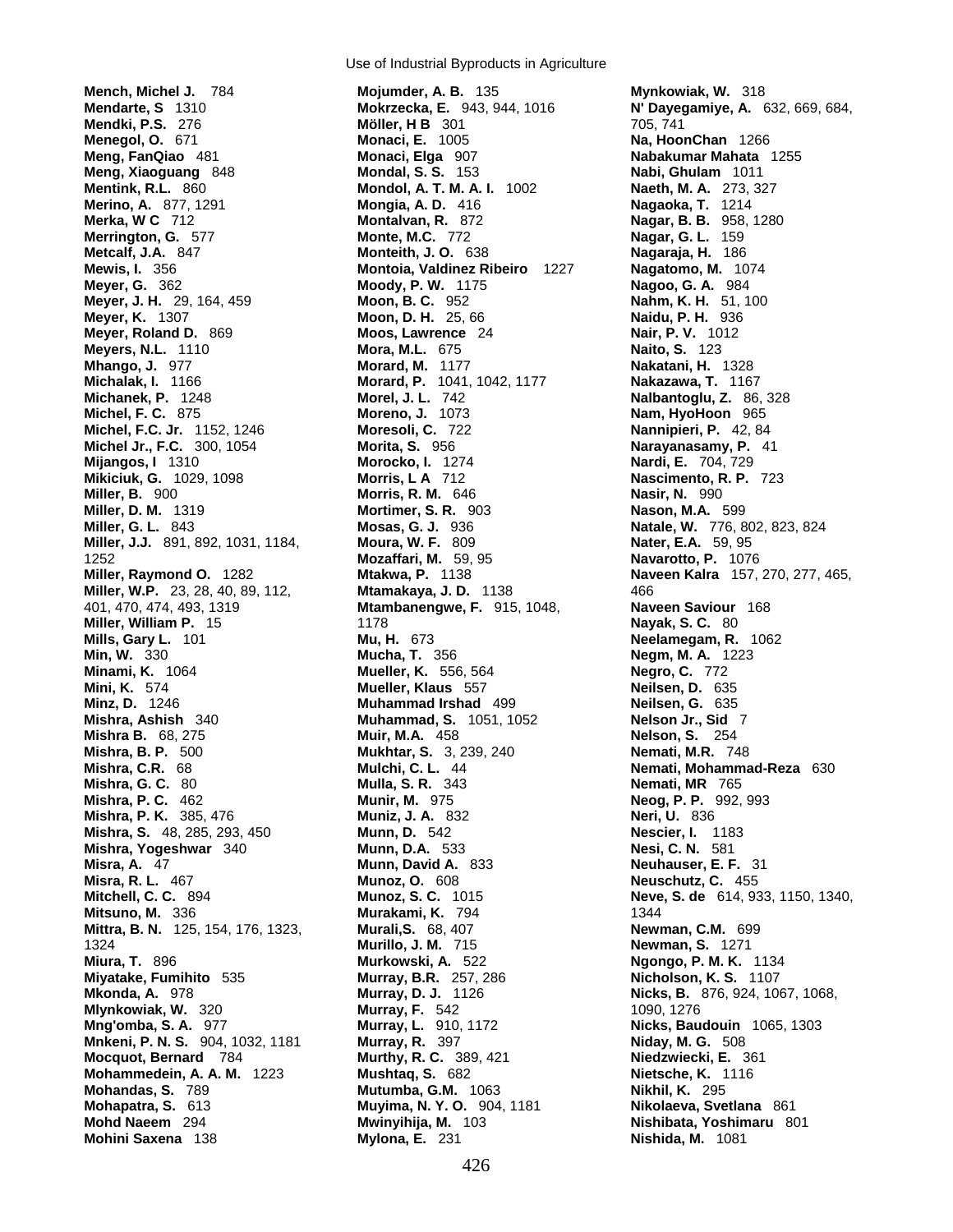**Mench, Michel J.** 784
**Mendarte, S** 1310
**Mendki, P.S.** 276
**Menegol, O.** 671
**Meng, FanQiao** 481
**Meng, Xiaoguang** 848
**Mentink, R.L.** 860
**Merino, A.** 877, 1291
**Merka, W C** 712
**Merrington, G.** 577
**Metcalf, J.A.** 847
**Mewis, I.** 356
**Meyer, G.** 362
**Meyer, J. H.** 29, 164, 459
**Meyer, K.** 1307
**Meyer, Roland D.** 869
**Meyers, N.L.** 1110
**Mhango, J.** 977
**Michalak, I.** 1166
**Michanek, P.** 1248
**Michel, F. C.** 875
**Michel, F.C. Jr.** 1152, 1246
**Michel Jr., F.C.** 300, 1054
**Mijangos, I** 1310
**Mikiciuk, G.** 1029, 1098
**Miller, B.** 900
**Miller, D. M.** 1319
**Miller, G. L.** 843
**Miller, J.J.** 891, 892, 1031, 1184, 1252
**Miller, Raymond O.** 1282
**Miller, W.P.** 23, 28, 40, 89, 112, 401, 470, 474, 493, 1319
**Miller, William P.** 15
**Mills, Gary L.** 101
**Min, W.** 330
**Minami, K.** 1064
**Mini, K.** 574
**Minz, D.** 1246
**Mishra, Ashish** 340
**Mishra B.** 68, 275
**Mishra, B. P.** 500
**Mishra, C.R.** 68
**Mishra, G. C.** 80
**Mishra, P. C.** 462
**Mishra, P. K.** 385, 476
**Mishra, S.** 48, 285, 293, 450
**Mishra, Yogeshwar** 340
**Misra, A.** 47
**Misra, R. L.** 467
**Mitchell, C. C.** 894
**Mitsuno, M.** 336
**Mittra, B. N.** 125, 154, 176, 1323, 1324
**Miura, T.** 896
**Miyatake, Fumihito** 535
**Mkonda, A.** 978
**Mlynkowiak, W.** 320
**Mng'omba, S. A.** 977
**Mnkeni, P. N. S.** 904, 1032, 1181
**Mocquot, Bernard** 784
**Mohammedein, A. A. M.** 1223
**Mohandas, S.** 789
**Mohapatra, S.** 613
**Mohd Naeem** 294
**Mohini Saxena** 138
**Mojumder, A. B.** 135
**Mokrzecka, E.** 943, 944, 1016
**Möller, H B** 301
**Monaci, E.** 1005
**Monaci, Elga** 907
**Mondal, S. S.** 153
**Mondol, A. T. M. A. I.** 1002
**Mongia, A. D.** 416
**Montalvan, R.** 872
**Monte, M.C.** 772
**Monteith, J. O.** 638
**Montoia, Valdinez Ribeiro** 1227
**Moody, P. W.** 1175
**Moon, B. C.** 952
**Moon, D. H.** 25, 66
**Moos, Lawrence** 24
**Mora, M.L.** 675
**Morard, M.** 1177
**Morard, P.** 1041, 1042, 1177
**Morel, J. L.** 742
**Moreno, J.** 1073
**Moresoli, C.** 722
**Morita, S.** 956
**Morocko, I.** 1274
**Morris, L A** 712
**Morris, R. M.** 646
**Mortimer, S. R.** 903
**Mosas, G. J.** 936
**Moura, W. F.** 809
**Mozaffari, M.** 59, 95
**Mtakwa, P.** 1138
**Mtamakaya, J. D.** 1138
**Mtambanengwe, F.** 915, 1048, 1178
**Mu, H.** 673
**Mucha, T.** 356
**Mueller, K.** 556, 564
**Mueller, Klaus** 557
**Muhammad Irshad** 499
**Muhammad, S.** 1051, 1052
**Muir, M.A.** 458
**Mukhtar, S.** 3, 239, 240
**Mulchi, C. L.** 44
**Mulla, S. R.** 343
**Munir, M.** 975
**Muniz, J. A.** 832
**Munn, D.** 542
**Munn, D.A.** 533
**Munn, David A.** 833
**Munoz, O.** 608
**Munoz, S. C.** 1015
**Murakami, K.** 794
**Murali,S.** 68, 407
**Murillo, J. M.** 715
**Murkowski, A.** 522
**Murray, B.R.** 257, 286
**Murray, D. J.** 1126
**Murray, F.** 542
**Murray, L.** 910, 1172
**Murray, R.** 397
**Murthy, R. C.** 389, 421
**Mushtaq, S.** 682
**Mutumba, G.M.** 1063
**Muyima, N. Y. O.** 904, 1181
**Mwinyihija, M.** 103
**Mylona, E.** 231
**Mynkowiak, W.** 318
**N' Dayegamiye, A.** 632, 669, 684, 705, 741
**Na, HoonChan** 1266
**Nabakumar Mahata** 1255
**Nabi, Ghulam** 1011
**Naeth, M. A.** 273, 327
**Nagaoka, T.** 1214
**Nagar, B. B.** 958, 1280
**Nagar, G. L.** 159
**Nagaraja, H.** 186
**Nagatomo, M.** 1074
**Nagoo, G. A.** 984
**Nahm, K. H.** 51, 100
**Naidu, P. H.** 936
**Nair, P. V.** 1012
**Naito, S.** 123
**Nakatani, H.** 1328
**Nakazawa, T.** 1167
**Nalbantoglu, Z.** 86, 328
**Nam, HyoHoon** 965
**Nannipieri, P.** 42, 84
**Narayanasamy, P.** 41
**Nardi, E.** 704, 729
**Nascimento, R. P.** 723
**Nasir, N.** 990
**Nason, M.A.** 599
**Natale, W.** 776, 802, 823, 824
**Nater, E.A.** 59, 95
**Navarotto, P.** 1076
**Naveen Kalra** 157, 270, 277, 465, 466
**Naveen Saviour** 168
**Nayak, S. C.** 80
**Neelamegam, R.** 1062
**Negm, M. A.** 1223
**Negro, C.** 772
**Neilsen, D.** 635
**Neilsen, G.** 635
**Nelson Jr., Sid** 7
**Nelson, S.** 254
**Nemati, M.R.** 748
**Nemati, Mohammad-Reza** 630
**Nemati, MR** 765
**Neog, P. P.** 992, 993
**Neri, U.** 836
**Nescier, I.** 1183
**Nesi, C. N.** 581
**Neuhauser, E. F.** 31
**Neuschutz, C.** 455
**Neve, S. de** 614, 933, 1150, 1340, 1344
**Newman, C.M.** 699
**Newman, S.** 1271
**Ngongo, P. M. K.** 1134
**Nicholson, K. S.** 1107
**Nicks, B.** 876, 924, 1067, 1068, 1090, 1276
**Nicks, Baudouin** 1065, 1303
**Niday, M. G.** 508
**Niedzwiecki, E.** 361
**Nietsche, K.** 1116
**Nikhil, K.** 295
**Nikolaeva, Svetlana** 861
**Nishibata, Yoshimaru** 801
**Nishida, M.** 1081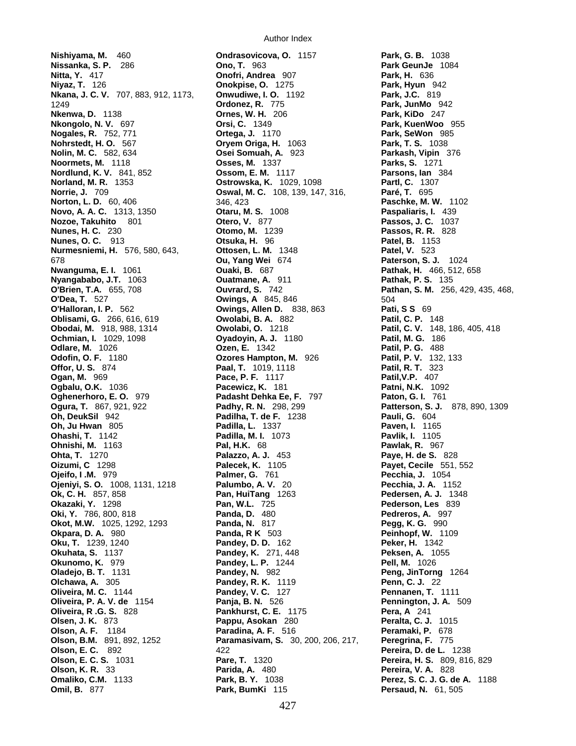**Nishiyama, M.** 460
**Nissanka, S. P.** 286
**Nitta, Y.** 417
**Niyaz, T.** 126
**Nkana, J. C. V.** 707, 883, 912, 1173, 1249
**Nkenwa, D.** 1138
**Nkongolo, N. V.** 697
**Nogales, R.** 752, 771
**Nohrstedt, H. O.** 567
**Nolin, M. C.** 582, 634
**Noormets, M.** 1118
**Nordlund, K. V.** 841, 852
**Norland, M. R.** 1353
**Norrie, J.** 709
**Norton, L. D.** 60, 406
**Novo, A. A. C.** 1313, 1350
**Nozoe, Takuhito** 801
**Nunes, H. C.** 230
**Nunes, O. C.** 913
**Nurmesniemi, H.** 576, 580, 643, 678
**Nwanguma, E. I.** 1061
**Nyangababo, J.T.** 1063
**O'Brien, T.A.** 655, 708
**O'Dea, T.** 527
**O'Halloran, I. P.** 562
**Oblisami, G.** 266, 616, 619
**Obodai, M.** 918, 988, 1314
**Ochmian, I.** 1029, 1098
**Odlare, M.** 1026
**Odofin, O. F.** 1180
**Offor, U. S.** 874
**Ogan, M.** 969
**Ogbalu, O.K.** 1036
**Oghenerhoro, E. O.** 979
**Ogura, T.** 867, 921, 922
**Oh, DeukSil** 942
**Oh, Ju Hwan** 805
**Ohashi, T.** 1142
**Ohnishi, M.** 1163
**Ohta, T.** 1270
**Oizumi, C** 1298
**Ojeifo, I .M.** 979
**Ojeniyi, S. O.** 1008, 1131, 1218
**Ok, C. H.** 857, 858
**Okazaki, Y.** 1298
**Oki, Y.** 786, 800, 818
**Okot, M.W.** 1025, 1292, 1293
**Okpara, D. A.** 980
**Oku, T.** 1239, 1240
**Okuhata, S.** 1137
**Okunomo, K.** 979
**Oladejo, B. T.** 1131
**Olchawa, A.** 305
**Oliveira, M. C.** 1144
**Oliveira, P. A. V. de** 1154
**Oliveira, R .G. S.** 828
**Olsen, J. K.** 873
**Olson, A. F.** 1184
**Olson, B.M.** 891, 892, 1252
**Olson, E. C.** 892
**Olson, E. C. S.** 1031
**Olson, K. R.** 33
**Omaliko, C.M.** 1133
**Omil, B.** 877
**Ondrasovicova, O.** 1157
**Ono, T.** 963
**Onofri, Andrea** 907
**Onokpise, O.** 1275
**Onwudiwe, I. O.** 1192
**Ordonez, R.** 775
**Ornes, W. H.** 206
**Orsi, C.** 1349
**Ortega, J.** 1170
**Oryem Origa, H.** 1063
**Osei Somuah, A.** 923
**Osses, M.** 1337
**Ossom, E. M.** 1117
**Ostrowska, K.** 1029, 1098
**Oswal, M. C.** 108, 139, 147, 316, 346, 423
**Otaru, M. S.** 1008
**Otero, V.** 877
**Otomo, M.** 1239
**Otsuka, H.** 96
**Ottosen, L. M.** 1348
**Ou, Yang Wei** 674
**Ouaki, B.** 687
**Ouatmane, A.** 911
**Ouvrard, S.** 742
**Owings, A** 845, 846
**Owings, Allen D.** 838, 863
**Owolabi, B. A.** 882
**Owolabi, O.** 1218
**Oyadoyin, A. J.** 1180
**Ozen, E.** 1342
**Ozores Hampton, M.** 926
**Paal, T.** 1019, 1118
**Pace, P. F.** 1117
**Pacewicz, K.** 181
**Padasht Dehka Ee, F.** 797
**Padhy, R. N.** 298, 299
**Padilha, T. de F.** 1238
**Padilla, L.** 1337
**Padilla, M. I.** 1073
**Pal, H.K.** 68
**Palazzo, A. J.** 453
**Palecek, K.** 1105
**Palmer, G.** 761
**Palumbo, A. V.** 20
**Pan, HuiTang** 1263
**Pan, W.L.** 725
**Panda, D.** 480
**Panda, N.** 817
**Panda, R K** 503
**Pandey, D. D.** 162
**Pandey, K.** 271, 448
**Pandey, L. P.** 1244
**Pandey, N.** 982
**Pandey, R. K.** 1119
**Pandey, V. C.** 127
**Panja, B. N.** 526
**Pankhurst, C. E.** 1175
**Pappu, Asokan** 280
**Paradina, A. F.** 516
**Paramasivam, S.** 30, 200, 206, 217, 422
**Pare, T.** 1320
**Parida, A.** 480
**Park, B. Y.** 1038
**Park, BumKi** 115
**Park, G. B.** 1038
**Park GeunJe** 1084
**Park, H.** 636
**Park, Hyun** 942
**Park, J.C.** 819
**Park, JunMo** 942
**Park, KiDo** 247
**Park, KuenWoo** 955
**Park, SeWon** 985
**Park, T. S.** 1038
**Parkash, Vipin** 376
**Parks, S.** 1271
**Parsons, Ian** 384
**Partl, C.** 1307
**Paré, T.** 695
**Paschke, M. W.** 1102
**Paspaliaris, I.** 439
**Passos, J. C.** 1037
**Passos, R. R.** 828
**Patel, B.** 1153
**Patel, V.** 523
**Paterson, S. J.** 1024
**Pathak, H.** 466, 512, 658
**Pathak, P. S.** 135
**Pathan, S. M.** 256, 429, 435, 468, 504
**Pati, S S** 69
**Patil, C. P.** 148
**Patil, C. V.** 148, 186, 405, 418
**Patil, M. G.** 186
**Patil, P. G.** 488
**Patil, P. V.** 132, 133
**Patil, R. T.** 323
**Patil,V.P.** 407
**Patni, N.K.** 1092
**Paton, G. I.** 761
**Patterson, S. J.** 878, 890, 1309
**Pauli, G.** 604
**Paven, I.** 1165
**Pavlik, I.** 1105
**Pawlak, R.** 967
**Paye, H. de S.** 828
**Payet, Cecile** 551, 552
**Pecchia, J.** 1054
**Pecchia, J. A.** 1152
**Pedersen, A. J.** 1348
**Pederson, Les** 839
**Pedreros, A.** 997
**Pegg, K. G.** 990
**Peinhopf, W.** 1109
**Peker, H.** 1342
**Peksen, A.** 1055
**Pell, M.** 1026
**Peng, JinTorng** 1264
**Penn, C. J.** 22
**Pennanen, T.** 1111
**Pennington, J. A.** 509
**Pera, A** 241
**Peralta, C. J.** 1015
**Peramaki, P.** 678
**Peregrina, F.** 775
**Pereira, D. de L.** 1238
**Pereira, H. S.** 809, 816, 829
**Pereira, V. A.** 828
**Perez, S. C. J. G. de A.** 1188
**Persaud, N.** 61, 505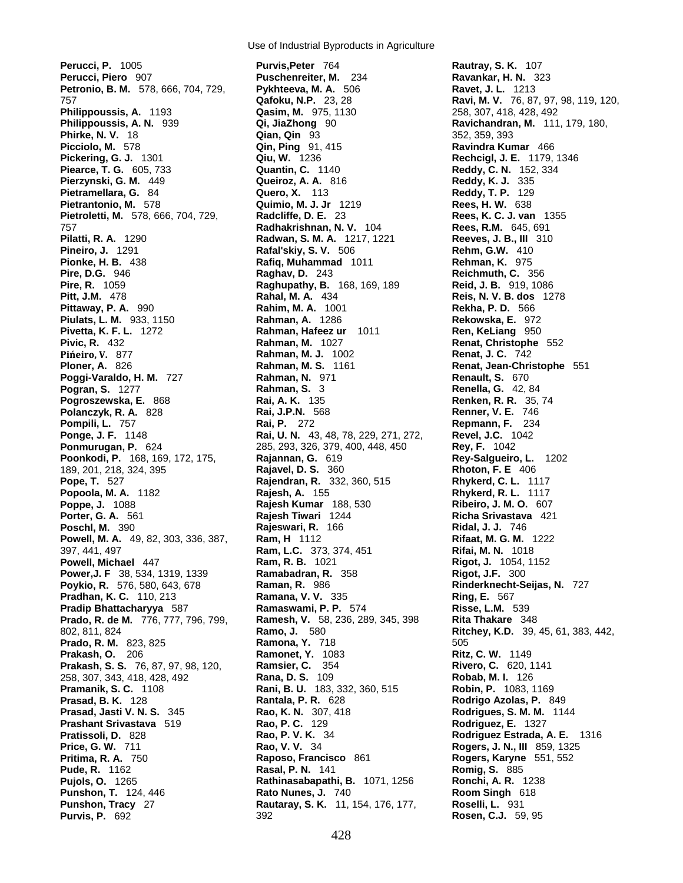**Perucci, P.** 1005
**Perucci, Piero** 907
**Petronio, B. M.** 578, 666, 704, 729, 757
**Philippoussis, A.** 1193
**Philippoussis, A. N.** 939
**Phirke, N. V.** 18
**Picciolo, M.** 578
**Pickering, G. J.** 1301
**Piearce, T. G.** 605, 733
**Pierzynski, G. M.** 449
**Pietramellara, G.** 84
**Pietrantonio, M.** 578
**Pietroletti, M.** 578, 666, 704, 729, 757
**Pilatti, R. A.** 1290
**Pineiro, J.** 1291
**Pionke, H. B.** 438
**Pire, D.G.** 946
**Pire, R.** 1059
**Pitt, J.M.** 478
**Pittaway, P. A.** 990
**Piulats, L. M.** 933, 1150
**Pivetta, K. F. L.** 1272
**Pivic, R.** 432
**Pińeiro, V.** 877
**Ploner, A.** 826
**Poggi-Varaldo, H. M.** 727
**Pogran, S.** 1277
**Pogroszewska, E.** 868
**Polanczyk, R. A.** 828
**Pompili, L.** 757
**Ponge, J. F.** 1148
**Ponmurugan, P.** 624
**Poonkodi, P.** 168, 169, 172, 175, 189, 201, 218, 324, 395
**Pope, T.** 527
**Popoola, M. A.** 1182
**Poppe, J.** 1088
**Porter, G. A.** 561
**Poschl, M.** 390
**Powell, M. A.** 49, 82, 303, 336, 387, 397, 441, 497
**Powell, Michael** 447
**Power,J. F** 38, 534, 1319, 1339
**Poykio, R.** 576, 580, 643, 678
**Pradhan, K. C.** 110, 213
**Pradip Bhattacharyya** 587
**Prado, R. de M.** 776, 777, 796, 799, 802, 811, 824
**Prado, R. M.** 823, 825
**Prakash, O.** 206
**Prakash, S. S.** 76, 87, 97, 98, 120, 258, 307, 343, 418, 428, 492
**Pramanik, S. C.** 1108
**Prasad, B. K.** 128
**Prasad, Jasti V. N. S.** 345
**Prashant Srivastava** 519
**Pratissoli, D.** 828
**Price, G. W.** 711
**Pritima, R. A.** 750
**Pude, R.** 1162
**Pujols, O.** 1265
**Punshon, T.** 124, 446
**Punshon, Tracy** 27
**Purvis, P.** 692
**Purvis,Peter** 764
**Puschenreiter, M.** 234
**Pykhteeva, M. A.** 506
**Qafoku, N.P.** 23, 28
**Qasim, M.** 975, 1130
**Qi, JiaZhong** 90
**Qian, Qin** 93
**Qin, Ping** 91, 415
**Qiu, W.** 1236
**Quantin, C.** 1140
**Queiroz, A. A.** 816
**Quero, X.** 113
**Quimio, M. J. Jr** 1219
**Radcliffe, D. E.** 23
**Radhakrishnan, N. V.** 104
**Radwan, S. M. A.** 1217, 1221
**Rafal'skiy, S. V.** 506
**Rafiq, Muhammad** 1011
**Raghav, D.** 243
**Raghupathy, B.** 168, 169, 189
**Rahal, M. A.** 434
**Rahim, M. A.** 1001
**Rahman, A.** 1286
**Rahman, Hafeez ur** 1011
**Rahman, M.** 1027
**Rahman, M. J.** 1002
**Rahman, M. S.** 1161
**Rahman, N.** 971
**Rahman, S.** 3
**Rai, A. K.** 135
**Rai, J.P.N.** 568
**Rai, P.** 272
**Rai, U. N.** 43, 48, 78, 229, 271, 272, 285, 293, 326, 379, 400, 448, 450
**Rajannan, G.** 619
**Rajavel, D. S.** 360
**Rajendran, R.** 332, 360, 515
**Rajesh, A.** 155
**Rajesh Kumar** 188, 530
**Rajesh Tiwari** 1244
**Rajeswari, R.** 166
**Ram, H** 1112
**Ram, L.C.** 373, 374, 451
**Ram, R. B.** 1021
**Ramabadran, R.** 358
**Raman, R.** 986
**Ramana, V. V.** 335
**Ramaswami, P. P.** 574
**Ramesh, V.** 58, 236, 289, 345, 398
**Ramo, J.** 580
**Ramona, Y.** 718
**Ramonet, Y.** 1083
**Ramsier, C.** 354
**Rana, D. S.** 109
**Rani, B. U.** 183, 332, 360, 515
**Rantala, P. R.** 628
**Rao, K. N.** 307, 418
**Rao, P. C.** 129
**Rao, P. V. K.** 34
**Rao, V. V.** 34
**Raposo, Francisco** 861
**Rasal, P. N.** 141
**Rathinasabapathi, B.** 1071, 1256
**Rato Nunes, J.** 740
**Rautaray, S. K.** 11, 154, 176, 177, 392
**Rautray, S. K.** 107
**Ravankar, H. N.** 323
**Ravet, J. L.** 1213
**Ravi, M. V.** 76, 87, 97, 98, 119, 120, 258, 307, 418, 428, 492
**Ravichandran, M.** 111, 179, 180, 352, 359, 393
**Ravindra Kumar** 466
**Rechcigl, J. E.** 1179, 1346
**Reddy, C. N.** 152, 334
**Reddy, K. J.** 335
**Reddy, T. P.** 129
**Rees, H. W.** 638
**Rees, K. C. J. van** 1355
**Rees, R.M.** 645, 691
**Reeves, J. B., III** 310
**Rehm, G.W.** 410
**Rehman, K.** 975
**Reichmuth, C.** 356
**Reid, J. B.** 919, 1086
**Reis, N. V. B. dos** 1278
**Rekha, P. D.** 566
**Rekowska, E.** 972
**Ren, KeLiang** 950
**Renat, Christophe** 552
**Renat, J. C.** 742
**Renat, Jean-Christophe** 551
**Renault, S.** 670
**Renella, G.** 42, 84
**Renken, R. R.** 35, 74
**Renner, V. E.** 746
**Repmann, F.** 234
**Revel, J.C.** 1042
**Rey, F.** 1042
**Rey-Salgueiro, L.** 1202
**Rhoton, F. E** 406
**Rhykerd, C. L.** 1117
**Rhykerd, R. L.** 1117
**Ribeiro, J. M. O.** 607
**Richa Srivastava** 421
**Ridal, J. J.** 746
**Rifaat, M. G. M.** 1222
**Rifai, M. N.** 1018
**Rigot, J.** 1054, 1152
**Rigot, J.F.** 300
**Rinderknecht-Seijas, N.** 727
**Ring, E.** 567
**Risse, L.M.** 539
**Rita Thakare** 348
**Ritchey, K.D.** 39, 45, 61, 383, 442, 505
**Ritz, C. W.** 1149
**Rivero, C.** 620, 1141
**Robab, M. I.** 126
**Robin, P.** 1083, 1169
**Rodrigo Azolas, P.** 849
**Rodrigues, S. M. M.** 1144
**Rodriguez, E.** 1327
**Rodriguez Estrada, A. E.** 1316
**Rogers, J. N., III** 859, 1325
**Rogers, Karyne** 551, 552
**Romig, S.** 885
**Ronchi, A. R.** 1238
**Room Singh** 618
**Roselli, L.** 931
**Rosen, C.J.** 59, 95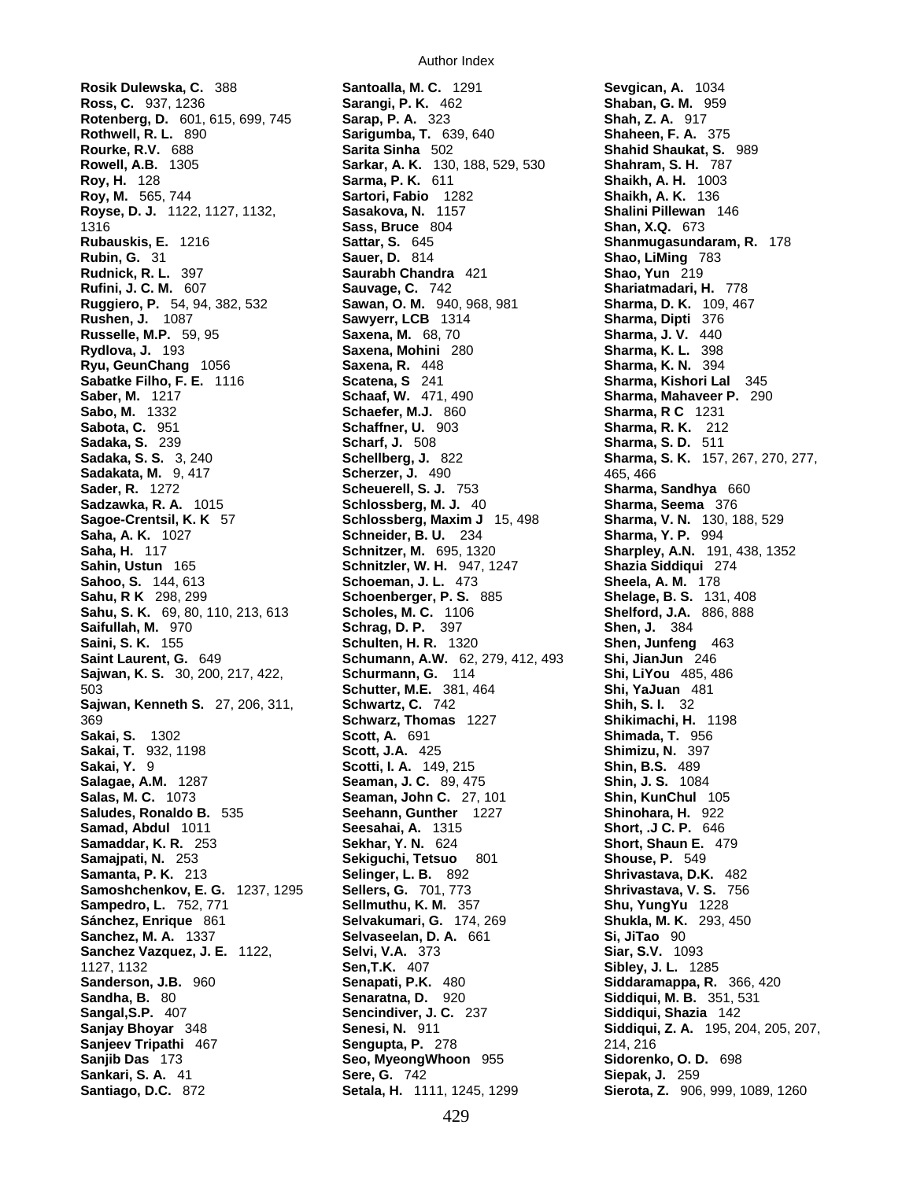**Rosik Dulewska, C.** 388
**Ross, C.** 937, 1236
**Rotenberg, D.** 601, 615, 699, 745
**Rothwell, R. L.** 890
**Rourke, R.V.** 688
**Rowell, A.B.** 1305
**Roy, H.** 128
**Roy, M.** 565, 744
**Royse, D. J.** 1122, 1127, 1132, 1316
**Rubauskis, E.** 1216
**Rubin, G.** 31
**Rudnick, R. L.** 397
**Rufini, J. C. M.** 607
**Ruggiero, P.** 54, 94, 382, 532
**Rushen, J.** 1087
**Russelle, M.P.** 59, 95
**Rydlova, J.** 193
**Ryu, GeunChang** 1056
**Sabatke Filho, F. E.** 1116
**Saber, M.** 1217
**Sabo, M.** 1332
**Sabota, C.** 951
**Sadaka, S.** 239
**Sadaka, S. S.** 3, 240
**Sadakata, M.** 9, 417
**Sader, R.** 1272
**Sadzawka, R. A.** 1015
**Sagoe-Crentsil, K. K** 57
**Saha, A. K.** 1027
**Saha, H.** 117
**Sahin, Ustun** 165
**Sahoo, S.** 144, 613
**Sahu, R K** 298, 299
**Sahu, S. K.** 69, 80, 110, 213, 613
**Saifullah, M.** 970
**Saini, S. K.** 155
**Saint Laurent, G.** 649
**Sajwan, K. S.** 30, 200, 217, 422, 503
**Sajwan, Kenneth S.** 27, 206, 311, 369
**Sakai, S.** 1302
**Sakai, T.** 932, 1198
**Sakai, Y.** 9
**Salagae, A.M.** 1287
**Salas, M. C.** 1073
**Saludes, Ronaldo B.** 535
**Samad, Abdul** 1011
**Samaddar, K. R.** 253
**Samajpati, N.** 253
**Samanta, P. K.** 213
**Samoshchenkov, E. G.** 1237, 1295
**Sampedro, L.** 752, 771
**Sánchez, Enrique** 861
**Sanchez, M. A.** 1337
**Sanchez Vazquez, J. E.** 1122, 1127, 1132
**Sanderson, J.B.** 960
**Sandha, B.** 80
**Sangal,S.P.** 407
**Sanjay Bhoyar** 348
**Sanjeev Tripathi** 467
**Sanjib Das** 173
**Sankari, S. A.** 41
**Santiago, D.C.** 872
**Santoalla, M. C.** 1291
**Sarangi, P. K.** 462
**Sarap, P. A.** 323
**Sarigumba, T.** 639, 640
**Sarita Sinha** 502
**Sarkar, A. K.** 130, 188, 529, 530
**Sarma, P. K.** 611
**Sartori, Fabio** 1282
**Sasakova, N.** 1157
**Sass, Bruce** 804
**Sattar, S.** 645
**Sauer, D.** 814
**Saurabh Chandra** 421
**Sauvage, C.** 742
**Sawan, O. M.** 940, 968, 981
**Sawyerr, LCB** 1314
**Saxena, M.** 68, 70
**Saxena, Mohini** 280
**Saxena, R.** 448
**Scatena, S** 241
**Schaaf, W.** 471, 490
**Schaefer, M.J.** 860
**Schaffner, U.** 903
**Scharf, J.** 508
**Schellberg, J.** 822
**Scherzer, J.** 490
**Scheuerell, S. J.** 753
**Schlossberg, M. J.** 40
**Schlossberg, Maxim J** 15, 498
**Schneider, B. U.** 234
**Schnitzer, M.** 695, 1320
**Schnitzler, W. H.** 947, 1247
**Schoeman, J. L.** 473
**Schoenberger, P. S.** 885
**Scholes, M. C.** 1106
**Schrag, D. P.** 397
**Schulten, H. R.** 1320
**Schumann, A.W.** 62, 279, 412, 493
**Schurmann, G.** 114
**Schutter, M.E.** 381, 464
**Schwartz, C.** 742
**Schwarz, Thomas** 1227
**Scott, A.** 691
**Scott, J.A.** 425
**Scotti, I. A.** 149, 215
**Seaman, J. C.** 89, 475
**Seaman, John C.** 27, 101
**Seehann, Gunther** 1227
**Seesahai, A.** 1315
**Sekhar, Y. N.** 624
**Sekiguchi, Tetsuo** 801
**Selinger, L. B.** 892
**Sellers, G.** 701, 773
**Sellmuthu, K. M.** 357
**Selvakumari, G.** 174, 269
**Selvaseelan, D. A.** 661
**Selvi, V.A.** 373
**Sen,T.K.** 407
**Senapati, P.K.** 480
**Senaratna, D.** 920
**Sencindiver, J. C.** 237
**Senesi, N.** 911
**Sengupta, P.** 278
**Seo, MyeongWhoon** 955
**Sere, G.** 742
**Setala, H.** 1111, 1245, 1299
**Sevgican, A.** 1034
**Shaban, G. M.** 959
**Shah, Z. A.** 917
**Shaheen, F. A.** 375
**Shahid Shaukat, S.** 989
**Shahram, S. H.** 787
**Shaikh, A. H.** 1003
**Shaikh, A. K.** 136
**Shalini Pillewan** 146
**Shan, X.Q.** 673
**Shanmugasundaram, R.** 178
**Shao, LiMing** 783
**Shao, Yun** 219
**Shariatmadari, H.** 778
**Sharma, D. K.** 109, 467
**Sharma, Dipti** 376
**Sharma, J. V.** 440
**Sharma, K. L.** 398
**Sharma, K. N.** 394
**Sharma, Kishori Lal** 345
**Sharma, Mahaveer P.** 290
**Sharma, R C** 1231
**Sharma, R. K.** 212
**Sharma, S. D.** 511
**Sharma, S. K.** 157, 267, 270, 277, 465, 466
**Sharma, Sandhya** 660
**Sharma, Seema** 376
**Sharma, V. N.** 130, 188, 529
**Sharma, Y. P.** 994
**Sharpley, A.N.** 191, 438, 1352
**Shazia Siddiqui** 274
**Sheela, A. M.** 178
**Shelage, B. S.** 131, 408
**Shelford, J.A.** 886, 888
**Shen, J.** 384
**Shen, Junfeng** 463
**Shi, JianJun** 246
**Shi, LiYou** 485, 486
**Shi, YaJuan** 481
**Shih, S. I.** 32
**Shikimachi, H.** 1198
**Shimada, T.** 956
**Shimizu, N.** 397
**Shin, B.S.** 489
**Shin, J. S.** 1084
**Shin, KunChul** 105
**Shinohara, H.** 922
**Short, .J C. P.** 646
**Short, Shaun E.** 479
**Shouse, P.** 549
**Shrivastava, D.K.** 482
**Shrivastava, V. S.** 756
**Shu, YungYu** 1228
**Shukla, M. K.** 293, 450
**Si, JiTao** 90
**Siar, S.V.** 1093
**Sibley, J. L.** 1285
**Siddaramappa, R.** 366, 420
**Siddiqui, M. B.** 351, 531
**Siddiqui, Shazia** 142
**Siddiqui, Z. A.** 195, 204, 205, 207, 214, 216
**Sidorenko, O. D.** 698
**Siepak, J.** 259
**Sierota, Z.** 906, 999, 1089, 1260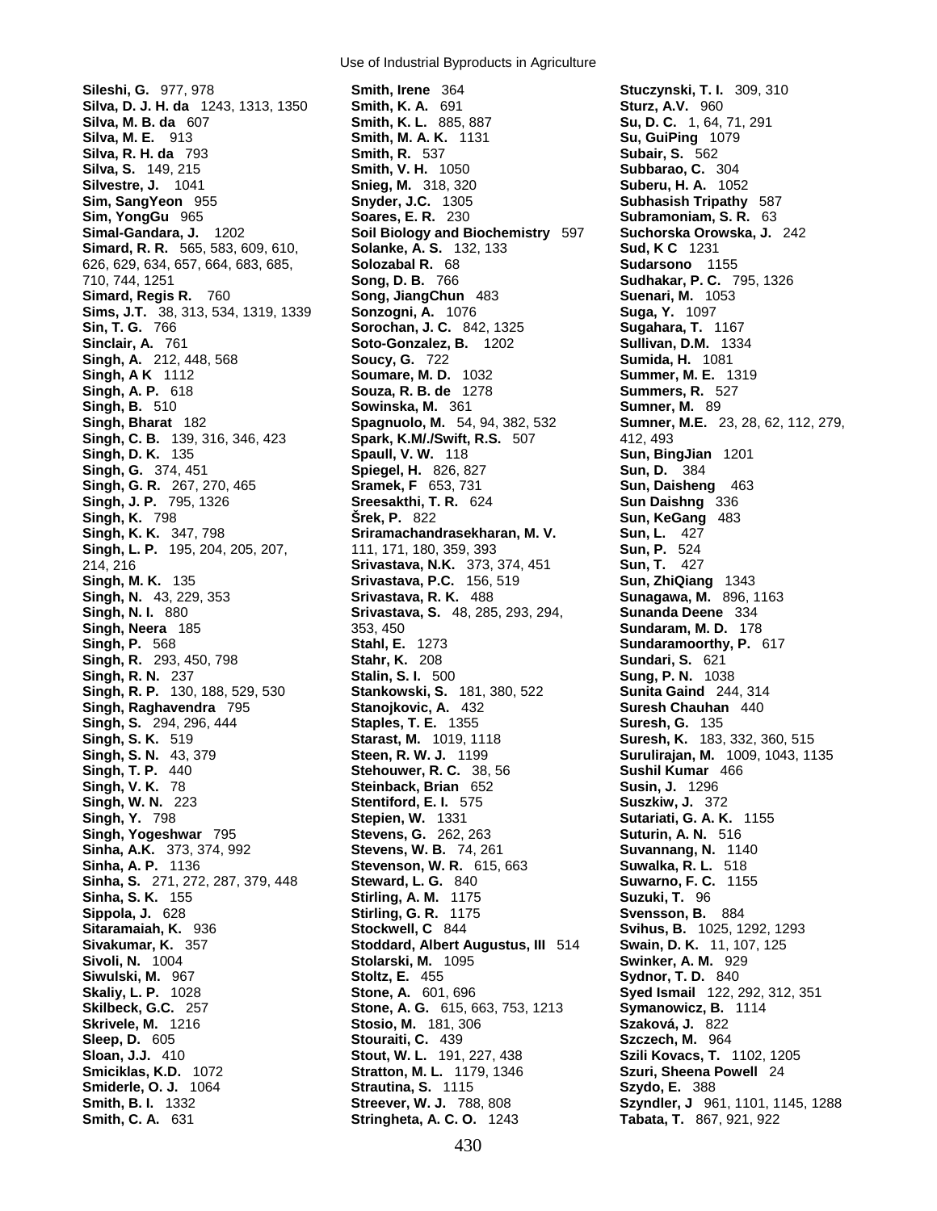**Sileshi, G.** 977, 978
**Silva, D. J. H. da** 1243, 1313, 1350
**Silva, M. B. da** 607
**Silva, M. E.** 913
**Silva, R. H. da** 793
**Silva, S.** 149, 215
**Silvestre, J.** 1041
**Sim, SangYeon** 955
**Sim, YongGu** 965
**Simal-Gandara, J.** 1202
**Simard, R. R.** 565, 583, 609, 610, 626, 629, 634, 657, 664, 683, 685, 710, 744, 1251
**Simard, Regis R.** 760
**Sims, J.T.** 38, 313, 534, 1319, 1339
**Sin, T. G.** 766
**Sinclair, A.** 761
**Singh, A.** 212, 448, 568
**Singh, A K** 1112
**Singh, A. P.** 618
**Singh, B.** 510
**Singh, Bharat** 182
**Singh, C. B.** 139, 316, 346, 423
**Singh, D. K.** 135
**Singh, G.** 374, 451
**Singh, G. R.** 267, 270, 465
**Singh, J. P.** 795, 1326
**Singh, K.** 798
**Singh, K. K.** 347, 798
**Singh, L. P.** 195, 204, 205, 207, 214, 216
**Singh, M. K.** 135
**Singh, N.** 43, 229, 353
**Singh, N. I.** 880
**Singh, Neera** 185
**Singh, P.** 568
**Singh, R.** 293, 450, 798
**Singh, R. N.** 237
**Singh, R. P.** 130, 188, 529, 530
**Singh, Raghavendra** 795
**Singh, S.** 294, 296, 444
**Singh, S. K.** 519
**Singh, S. N.** 43, 379
**Singh, T. P.** 440
**Singh, V. K.** 78
**Singh, W. N.** 223
**Singh, Y.** 798
**Singh, Yogeshwar** 795
**Sinha, A.K.** 373, 374, 992
**Sinha, A. P.** 1136
**Sinha, S.** 271, 272, 287, 379, 448
**Sinha, S. K.** 155
**Sippola, J.** 628
**Sitaramaiah, K.** 936
**Sivakumar, K.** 357
**Sivoli, N.** 1004
**Siwulski, M.** 967
**Skaliy, L. P.** 1028
**Skilbeck, G.C.** 257
**Skrivele, M.** 1216
**Sleep, D.** 605
**Sloan, J.J.** 410
**Smiciklas, K.D.** 1072
**Smiderle, O. J.** 1064
**Smith, B. I.** 1332
**Smith, C. A.** 631
**Smith, Irene** 364
**Smith, K. A.** 691
**Smith, K. L.** 885, 887
**Smith, M. A. K.** 1131
**Smith, R.** 537
**Smith, V. H.** 1050
**Snieg, M.** 318, 320
**Snyder, J.C.** 1305
**Soares, E. R.** 230
**Soil Biology and Biochemistry** 597
**Solanke, A. S.** 132, 133
**Solozabal R.** 68
**Song, D. B.** 766
**Song, JiangChun** 483
**Sonzogni, A.** 1076
**Sorochan, J. C.** 842, 1325
**Soto-Gonzalez, B.** 1202
**Soucy, G.** 722
**Soumare, M. D.** 1032
**Souza, R. B. de** 1278
**Sowinska, M.** 361
**Spagnuolo, M.** 54, 94, 382, 532
**Spark, K.M/./Swift, R.S.** 507
**Spaull, V. W.** 118
**Spiegel, H.** 826, 827
**Sramek, F** 653, 731
**Sreesakthi, T. R.** 624
**Šrek, P.** 822
**Sriramachandrasekharan, M. V.** 111, 171, 180, 359, 393
**Srivastava, N.K.** 373, 374, 451
**Srivastava, P.C.** 156, 519
**Srivastava, R. K.** 488
**Srivastava, S.** 48, 285, 293, 294, 353, 450
**Stahl, E.** 1273
**Stahr, K.** 208
**Stalin, S. I.** 500
**Stankowski, S.** 181, 380, 522
**Stanojkovic, A.** 432
**Staples, T. E.** 1355
**Starast, M.** 1019, 1118
**Steen, R. W. J.** 1199
**Stehouwer, R. C.** 38, 56
**Steinback, Brian** 652
**Stentiford, E. I.** 575
**Stepien, W.** 1331
**Stevens, G.** 262, 263
**Stevens, W. B.** 74, 261
**Stevenson, W. R.** 615, 663
**Steward, L. G.** 840
**Stirling, A. M.** 1175
**Stirling, G. R.** 1175
**Stockwell, C** 844
**Stoddard, Albert Augustus, III** 514
**Stolarski, M.** 1095
**Stoltz, E.** 455
**Stone, A.** 601, 696
**Stone, A. G.** 615, 663, 753, 1213
**Stosio, M.** 181, 306
**Stouraiti, C.** 439
**Stout, W. L.** 191, 227, 438
**Stratton, M. L.** 1179, 1346
**Strautina, S.** 1115
**Streever, W. J.** 788, 808
**Stringheta, A. C. O.** 1243
**Stuczynski, T. I.** 309, 310
**Sturz, A.V.** 960
**Su, D. C.** 1, 64, 71, 291
**Su, GuiPing** 1079
**Subair, S.** 562
**Subbarao, C.** 304
**Suberu, H. A.** 1052
**Subhasish Tripathy** 587
**Subramoniam, S. R.** 63
**Suchorska Orowska, J.** 242
**Sud, K C** 1231
**Sudarsono** 1155
**Sudhakar, P. C.** 795, 1326
**Suenari, M.** 1053
**Suga, Y.** 1097
**Sugahara, T.** 1167
**Sullivan, D.M.** 1334
**Sumida, H.** 1081
**Summer, M. E.** 1319
**Summers, R.** 527
**Sumner, M.** 89
**Sumner, M.E.** 23, 28, 62, 112, 279, 412, 493
**Sun, BingJian** 1201
**Sun, D.** 384
**Sun, Daisheng** 463
**Sun Daishng** 336
**Sun, KeGang** 483
**Sun, L.** 427
**Sun, P.** 524
**Sun, T.** 427
**Sun, ZhiQiang** 1343
**Sunagawa, M.** 896, 1163
**Sunanda Deene** 334
**Sundaram, M. D.** 178
**Sundaramoorthy, P.** 617
**Sundari, S.** 621
**Sung, P. N.** 1038
**Sunita Gaind** 244, 314
**Suresh Chauhan** 440
**Suresh, G.** 135
**Suresh, K.** 183, 332, 360, 515
**Surulirajan, M.** 1009, 1043, 1135
**Sushil Kumar** 466
**Susin, J.** 1296
**Suszkiw, J.** 372
**Sutariati, G. A. K.** 1155
**Suturin, A. N.** 516
**Suvannang, N.** 1140
**Suwalka, R. L.** 518
**Suwarno, F. C.** 1155
**Suzuki, T.** 96
**Svensson, B.** 884
**Svihus, B.** 1025, 1292, 1293
**Swain, D. K.** 11, 107, 125
**Swinker, A. M.** 929
**Sydnor, T. D.** 840
**Syed Ismail** 122, 292, 312, 351
**Symanowicz, B.** 1114
**Szaková, J.** 822
**Szczech, M.** 964
**Szili Kovacs, T.** 1102, 1205
**Szuri, Sheena Powell** 24
**Szydo, E.** 388
**Szyndler, J** 961, 1101, 1145, 1288
**Tabata, T.** 867, 921, 922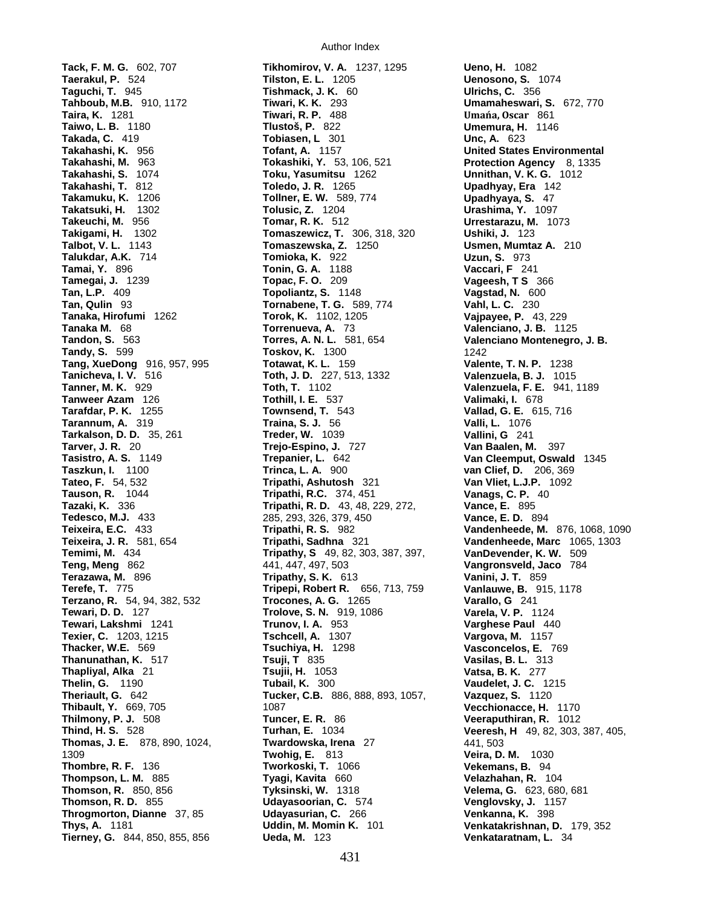# Author Index

**Tack, F. M. G.** 602, 707
**Taerakul, P.** 524
**Taguchi, T.** 945
**Tahboub, M.B.** 910, 1172
**Taira, K.** 1281
**Taiwo, L. B.** 1180
**Takada, C.** 419
**Takahashi, K.** 956
**Takahashi, M.** 963
**Takahashi, S.** 1074
**Takahashi, T.** 812
**Takamuku, K.** 1206
**Takatsuki, H.** 1302
**Takeuchi, M.** 956
**Takigami, H.** 1302
**Talbot, V. L.** 1143
**Talukdar, A.K.** 714
**Tamai, Y.** 896
**Tamegai, J.** 1239
**Tan, L.P.** 409
**Tan, Qulin** 93
**Tanaka, Hirofumi** 1262
**Tanaka M.** 68
**Tandon, S.** 563
**Tandy, S.** 599
**Tang, XueDong** 916, 957, 995
**Tanicheva, I. V.** 516
**Tanner, M. K.** 929
**Tanweer Azam** 126
**Tarafdar, P. K.** 1255
**Tarannum, A.** 319
**Tarkalson, D. D.** 35, 261
**Tarver, J. R.** 20
**Tasistro, A. S.** 1149
**Taszkun, I.** 1100
**Tateo, F.** 54, 532
**Tauson, R.** 1044
**Tazaki, K.** 336
**Tedesco, M.J.** 433
**Teixeira, E.C.** 433
**Teixeira, J. R.** 581, 654
**Temimi, M.** 434
**Teng, Meng** 862
**Terazawa, M.** 896
**Terefe, T.** 775
**Terzano, R.** 54, 94, 382, 532
**Tewari, D. D.** 127
**Tewari, Lakshmi** 1241
**Texier, C.** 1203, 1215
**Thacker, W.E.** 569
**Thanunathan, K.** 517
**Thapliyal, Alka** 21
**Thelin, G.** 1190
**Theriault, G.** 642
**Thibault, Y.** 669, 705
**Thilmony, P. J.** 508
**Thind, H. S.** 528
**Thomas, J. E.** 878, 890, 1024, 1309
**Thombre, R. F.** 136
**Thompson, L. M.** 885
**Thomson, R.** 850, 856
**Thomson, R. D.** 855
**Throgmorton, Dianne** 37, 85
**Thys, A.** 1181
**Tierney, G.** 844, 850, 855, 856
**Tikhomirov, V. A.** 1237, 1295
**Tilston, E. L.** 1205
**Tishmack, J. K.** 60
**Tiwari, K. K.** 293
**Tiwari, R. P.** 488
**Tlustoš, P.** 822
**Tobiasen, L** 301
**Tofant, A.** 1157
**Tokashiki, Y.** 53, 106, 521
**Toku, Yasumitsu** 1262
**Toledo, J. R.** 1265
**Tollner, E. W.** 589, 774
**Tolusic, Z.** 1204
**Tomar, R. K.** 512
**Tomaszewicz, T.** 306, 318, 320
**Tomaszewska, Z.** 1250
**Tomioka, K.** 922
**Tonin, G. A.** 1188
**Topac, F. O.** 209
**Topoliantz, S.** 1148
**Tornabene, T. G.** 589, 774
**Torok, K.** 1102, 1205
**Torrenueva, A.** 73
**Torres, A. N. L.** 581, 654
**Toskov, K.** 1300
**Totawat, K. L.** 159
**Toth, J. D.** 227, 513, 1332
**Toth, T.** 1102
**Tothill, I. E.** 537
**Townsend, T.** 543
**Traina, S. J.** 56
**Treder, W.** 1039
**Trejo-Espino, J.** 727
**Trepanier, L.** 642
**Trinca, L. A.** 900
**Tripathi, Ashutosh** 321
**Tripathi, R.C.** 374, 451
**Tripathi, R. D.** 43, 48, 229, 272, 285, 293, 326, 379, 450
**Tripathi, R. S.** 982
**Tripathi, Sadhna** 321
**Tripathy, S** 49, 82, 303, 387, 397, 441, 447, 497, 503
**Tripathy, S. K.** 613
**Tripepi, Robert R.** 656, 713, 759
**Trocones, A. G.** 1265
**Trolove, S. N.** 919, 1086
**Trunov, I. A.** 953
**Tschcell, A.** 1307
**Tsuchiya, H.** 1298
**Tsuji, T** 835
**Tsujii, H.** 1053
**Tubail, K.** 300
**Tucker, C.B.** 886, 888, 893, 1057, 1087
**Tuncer, E. R.** 86
**Turhan, E.** 1034
**Twardowska, Irena** 27
**Twohig, E.** 813
**Tworkoski, T.** 1066
**Tyagi, Kavita** 660
**Tyksinski, W.** 1318
**Udayasoorian, C.** 574
**Udayasurian, C.** 266
**Uddin, M. Momin K.** 101
**Ueda, M.** 123
**Ueno, H.** 1082
**Uenosono, S.** 1074
**Ulrichs, C.** 356
**Umamaheswari, S.** 672, 770
**Umańa, Oscar** 861
**Umemura, H.** 1146
**Unc, A.** 623
**United States Environmental Protection Agency** 8, 1335
**Unnithan, V. K. G.** 1012
**Upadhyay, Era** 142
**Upadhyaya, S.** 47
**Urashima, Y.** 1097
**Urrestarazu, M.** 1073
**Ushiki, J.** 123
**Usmen, Mumtaz A.** 210
**Uzun, S.** 973
**Vaccari, F** 241
**Vageesh, T S** 366
**Vagstad, N.** 600
**Vahl, L. C.** 230
**Vajpayee, P.** 43, 229
**Valenciano, J. B.** 1125
**Valenciano Montenegro, J. B.** 1242
**Valente, T. N. P.** 1238
**Valenzuela, B. J.** 1015
**Valenzuela, F. E.** 941, 1189
**Valimaki, I.** 678
**Vallad, G. E.** 615, 716
**Valli, L.** 1076
**Vallini, G** 241
**Van Baalen, M.** 397
**Van Cleemput, Oswald** 1345
**van Clief, D.** 206, 369
**Van Vliet, L.J.P.** 1092
**Vanags, C. P.** 40
**Vance, E.** 895
**Vance, E. D.** 894
**Vandenheede, M.** 876, 1068, 1090
**Vandenheede, Marc** 1065, 1303
**VanDevender, K. W.** 509
**Vangronsveld, Jaco** 784
**Vanini, J. T.** 859
**Vanlauwe, B.** 915, 1178
**Varallo, G** 241
**Varela, V. P.** 1124
**Varghese Paul** 440
**Vargova, M.** 1157
**Vasconcelos, E.** 769
**Vasilas, B. L.** 313
**Vatsa, B. K.** 277
**Vaudelet, J. C.** 1215
**Vazquez, S.** 1120
**Vecchionacce, H.** 1170
**Veeraputhiran, R.** 1012
**Veeresh, H** 49, 82, 303, 387, 405, 441, 503
**Veira, D. M.** 1030
**Vekemans, B.** 94
**Velazhahan, R.** 104
**Velema, G.** 623, 680, 681
**Venglovsky, J.** 1157
**Venkanna, K.** 398
**Venkatakrishnan, D.** 179, 352
**Venkataratnam, L.** 34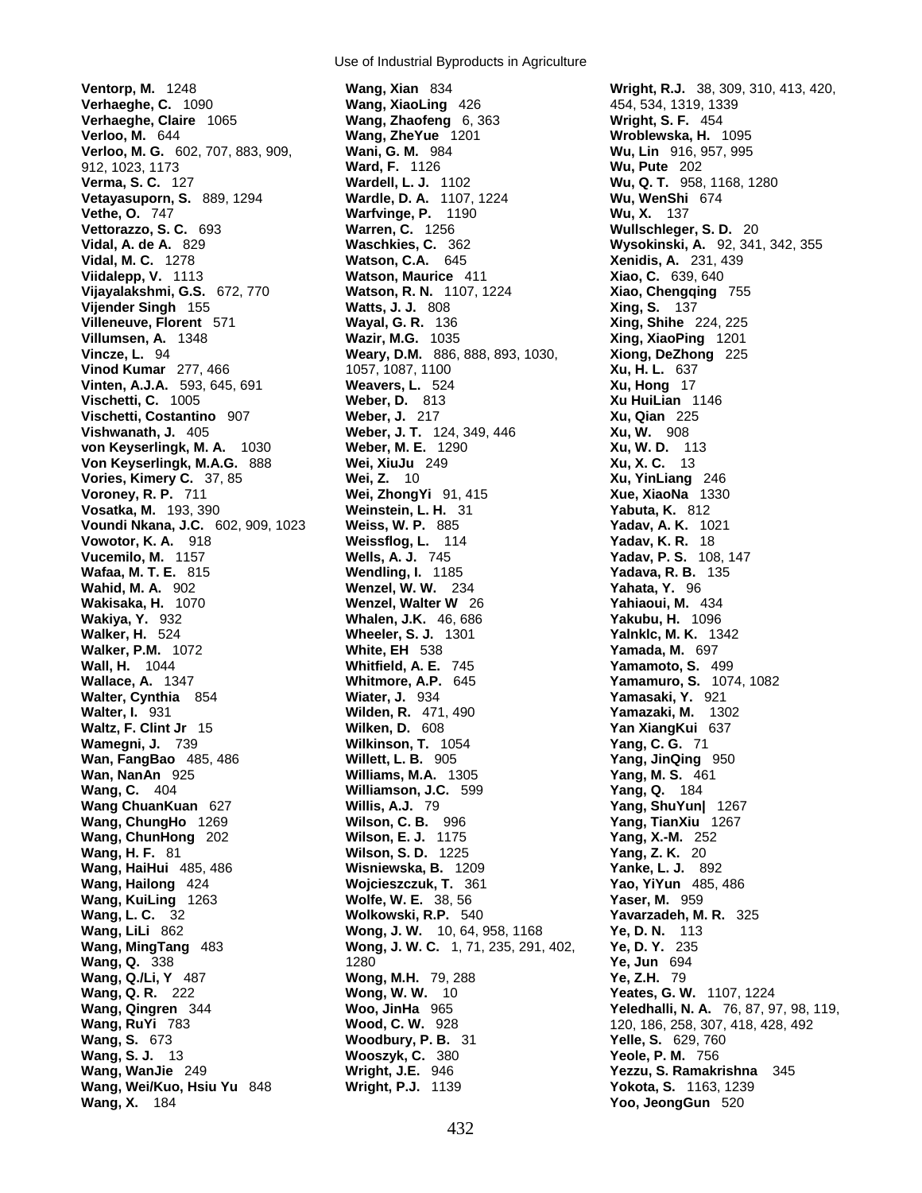**Ventorp, M.** 1248
**Verhaeghe, C.** 1090
**Verhaeghe, Claire** 1065
**Verloo, M.** 644
**Verloo, M. G.** 602, 707, 883, 909, 912, 1023, 1173
**Verma, S. C.** 127
**Vetayasuporn, S.** 889, 1294
**Vethe, O.** 747
**Vettorazzo, S. C.** 693
**Vidal, A. de A.** 829
**Vidal, M. C.** 1278
**Viidalepp, V.** 1113
**Vijayalakshmi, G.S.** 672, 770
**Vijender Singh** 155
**Villeneuve, Florent** 571
**Villumsen, A.** 1348
**Vincze, L.** 94
**Vinod Kumar** 277, 466
**Vinten, A.J.A.** 593, 645, 691
**Vischetti, C.** 1005
**Vischetti, Costantino** 907
**Vishwanath, J.** 405
**von Keyserlingk, M. A.** 1030
**Von Keyserlingk, M.A.G.** 888
**Vories, Kimery C.** 37, 85
**Voroney, R. P.** 711
**Vosatka, M.** 193, 390
**Voundi Nkana, J.C.** 602, 909, 1023
**Vowotor, K. A.** 918
**Vucemilo, M.** 1157
**Wafaa, M. T. E.** 815
**Wahid, M. A.** 902
**Wakisaka, H.** 1070
**Wakiya, Y.** 932
**Walker, H.** 524
**Walker, P.M.** 1072
**Wall, H.** 1044
**Wallace, A.** 1347
**Walter, Cynthia** 854
**Walter, I.** 931
**Waltz, F. Clint Jr** 15
**Wamegni, J.** 739
**Wan, FangBao** 485, 486
**Wan, NanAn** 925
**Wang, C.** 404
**Wang ChuanKuan** 627
**Wang, ChungHo** 1269
**Wang, ChunHong** 202
**Wang, H. F.** 81
**Wang, HaiHui** 485, 486
**Wang, Hailong** 424
**Wang, KuiLing** 1263
**Wang, L. C.** 32
**Wang, LiLi** 862
**Wang, MingTang** 483
**Wang, Q.** 338
**Wang, Q./Li, Y** 487
**Wang, Q. R.** 222
**Wang, Qingren** 344
**Wang, RuYi** 783
**Wang, S.** 673
**Wang, S. J.** 13
**Wang, WanJie** 249
**Wang, Wei/Kuo, Hsiu Yu** 848
**Wang, X.** 184
**Wang, Xian** 834
**Wang, XiaoLing** 426
**Wang, Zhaofeng** 6, 363
**Wang, ZheYue** 1201
**Wani, G. M.** 984
**Ward, F.** 1126
**Wardell, L. J.** 1102
**Wardle, D. A.** 1107, 1224
**Warfvinge, P.** 1190
**Warren, C.** 1256
**Waschkies, C.** 362
**Watson, C.A.** 645
**Watson, Maurice** 411
**Watson, R. N.** 1107, 1224
**Watts, J. J.** 808
**Wayal, G. R.** 136
**Wazir, M.G.** 1035
**Weary, D.M.** 886, 888, 893, 1030, 1057, 1087, 1100
**Weavers, L.** 524
**Weber, D.** 813
**Weber, J.** 217
**Weber, J. T.** 124, 349, 446
**Weber, M. E.** 1290
**Wei, XiuJu** 249
**Wei, Z.** 10
**Wei, ZhongYi** 91, 415
**Weinstein, L. H.** 31
**Weiss, W. P.** 885
**Weissflog, L.** 114
**Wells, A. J.** 745
**Wendling, I.** 1185
**Wenzel, W. W.** 234
**Wenzel, Walter W** 26
**Whalen, J.K.** 46, 686
**Wheeler, S. J.** 1301
**White, EH** 538
**Whitfield, A. E.** 745
**Whitmore, A.P.** 645
**Wiater, J.** 934
**Wilden, R.** 471, 490
**Wilken, D.** 608
**Wilkinson, T.** 1054
**Willett, L. B.** 905
**Williams, M.A.** 1305
**Williamson, J.C.** 599
**Willis, A.J.** 79
**Wilson, C. B.** 996
**Wilson, E. J.** 1175
**Wilson, S. D.** 1225
**Wisniewska, B.** 1209
**Wojcieszczuk, T.** 361
**Wolfe, W. E.** 38, 56
**Wolkowski, R.P.** 540
**Wong, J. W.** 10, 64, 958, 1168
**Wong, J. W. C.** 1, 71, 235, 291, 402, 1280
**Wong, M.H.** 79, 288
**Wong, W. W.** 10
**Woo, JinHa** 965
**Wood, C. W.** 928
**Woodbury, P. B.** 31
**Wooszyk, C.** 380
**Wright, J.E.** 946
**Wright, P.J.** 1139
**Wright, R.J.** 38, 309, 310, 413, 420, 454, 534, 1319, 1339
**Wright, S. F.** 454
**Wroblewska, H.** 1095
**Wu, Lin** 916, 957, 995
**Wu, Pute** 202
**Wu, Q. T.** 958, 1168, 1280
**Wu, WenShi** 674
**Wu, X.** 137
**Wullschleger, S. D.** 20
**Wysokinski, A.** 92, 341, 342, 355
**Xenidis, A.** 231, 439
**Xiao, C.** 639, 640
**Xiao, Chengqing** 755
**Xing, S.** 137
**Xing, Shihe** 224, 225
**Xing, XiaoPing** 1201
**Xiong, DeZhong** 225
**Xu, H. L.** 637
**Xu, Hong** 17
**Xu HuiLian** 1146
**Xu, Qian** 225
**Xu, W.** 908
**Xu, W. D.** 113
**Xu, X. C.** 13
**Xu, YinLiang** 246
**Xue, XiaoNa** 1330
**Yabuta, K.** 812
**Yadav, A. K.** 1021
**Yadav, K. R.** 18
**Yadav, P. S.** 108, 147
**Yadava, R. B.** 135
**Yahata, Y.** 96
**Yahiaoui, M.** 434
**Yakubu, H.** 1096
**Yalnklc, M. K.** 1342
**Yamada, M.** 697
**Yamamoto, S.** 499
**Yamamuro, S.** 1074, 1082
**Yamasaki, Y.** 921
**Yamazaki, M.** 1302
**Yan XiangKui** 637
**Yang, C. G.** 71
**Yang, JinQing** 950
**Yang, M. S.** 461
**Yang, Q.** 184
**Yang, ShuYun|** 1267
**Yang, TianXiu** 1267
**Yang, X.-M.** 252
**Yang, Z. K.** 20
**Yanke, L. J.** 892
**Yao, YiYun** 485, 486
**Yaser, M.** 959
**Yavarzadeh, M. R.** 325
**Ye, D. N.** 113
**Ye, D. Y.** 235
**Ye, Jun** 694
**Ye, Z.H.** 79
**Yeates, G. W.** 1107, 1224
**Yeledhalli, N. A.** 76, 87, 97, 98, 119, 120, 186, 258, 307, 418, 428, 492
**Yelle, S.** 629, 760
**Yeole, P. M.** 756
**Yezzu, S. Ramakrishna** 345
**Yokota, S.** 1163, 1239
**Yoo, JeongGun** 520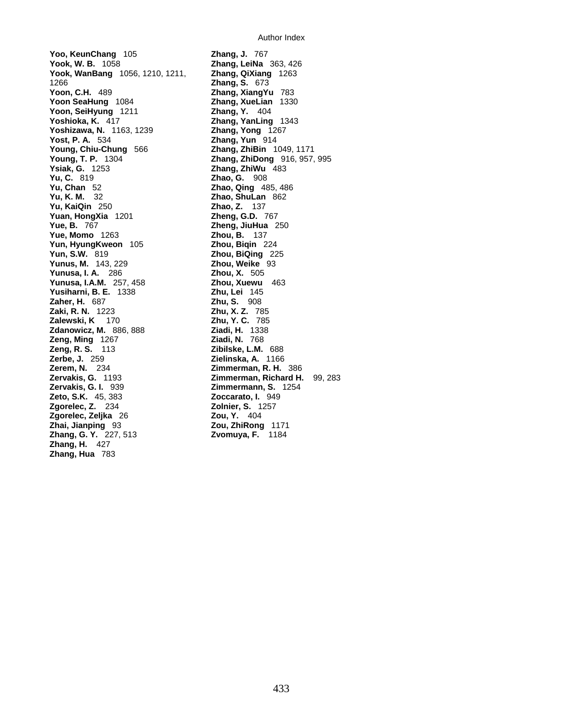**Yoo, KeunChang** 105
**Yook, W. B.** 1058
**Yook, WanBang** 1056, 1210, 1211, 1266
**Yoon, C.H.** 489
**Yoon SeaHung** 1084
**Yoon, SeiHyung** 1211
**Yoshioka, K.** 417
**Yoshizawa, N.** 1163, 1239
**Yost, P. A.** 534
**Young, Chiu-Chung** 566
**Young, T. P.** 1304
**Ysiak, G.** 1253
**Yu, C.** 819
**Yu, Chan** 52
**Yu, K. M.** 32
**Yu, KaiQin** 250
**Yuan, HongXia** 1201
**Yue, B.** 767
**Yue, Momo** 1263
**Yun, HyungKweon** 105
**Yun, S.W.** 819
**Yunus, M.** 143, 229
**Yunusa, I. A.** 286
**Yunusa, I.A.M.** 257, 458
**Yusiharni, B. E.** 1338
**Zaher, H.** 687
**Zaki, R. N.** 1223
**Zalewski, K** 170
**Zdanowicz, M.** 886, 888
**Zeng, Ming** 1267
**Zeng, R. S.** 113
**Zerbe, J.** 259
**Zerem, N.** 234
**Zervakis, G.** 1193
**Zervakis, G. I.** 939
**Zeto, S.K.** 45, 383
**Zgorelec, Z.** 234
**Zgorelec, Zeljka** 26
**Zhai, Jianping** 93
**Zhang, G. Y.** 227, 513
**Zhang, H.** 427
**Zhang, Hua** 783
**Zhang, J.** 767
**Zhang, LeiNa** 363, 426
**Zhang, QiXiang** 1263
**Zhang, S.** 673
**Zhang, XiangYu** 783
**Zhang, XueLian** 1330
**Zhang, Y.** 404
**Zhang, YanLing** 1343
**Zhang, Yong** 1267
**Zhang, Yun** 914
**Zhang, ZhiBin** 1049, 1171
**Zhang, ZhiDong** 916, 957, 995
**Zhang, ZhiWu** 483
**Zhao, G.** 908
**Zhao, Qing** 485, 486
**Zhao, ShuLan** 862
**Zhao, Z.** 137
**Zheng, G.D.** 767
**Zheng, JiuHua** 250
**Zhou, B.** 137
**Zhou, Biqin** 224
**Zhou, BiQing** 225
**Zhou, Weike** 93
**Zhou, X.** 505
**Zhou, Xuewu** 463
**Zhu, Lei** 145
**Zhu, S.** 908
**Zhu, X. Z.** 785
**Zhu, Y. C.** 785
**Ziadi, H.** 1338
**Ziadi, N.** 768
**Zibilske, L.M.** 688
**Zielinska, A.** 1166
**Zimmerman, R. H.** 386
**Zimmerman, Richard H.** 99, 283
**Zimmermann, S.** 1254
**Zoccarato, I.** 949
**Zolnier, S.** 1257
**Zou, Y.** 404
**Zou, ZhiRong** 1171
**Zvomuya, F.** 1184